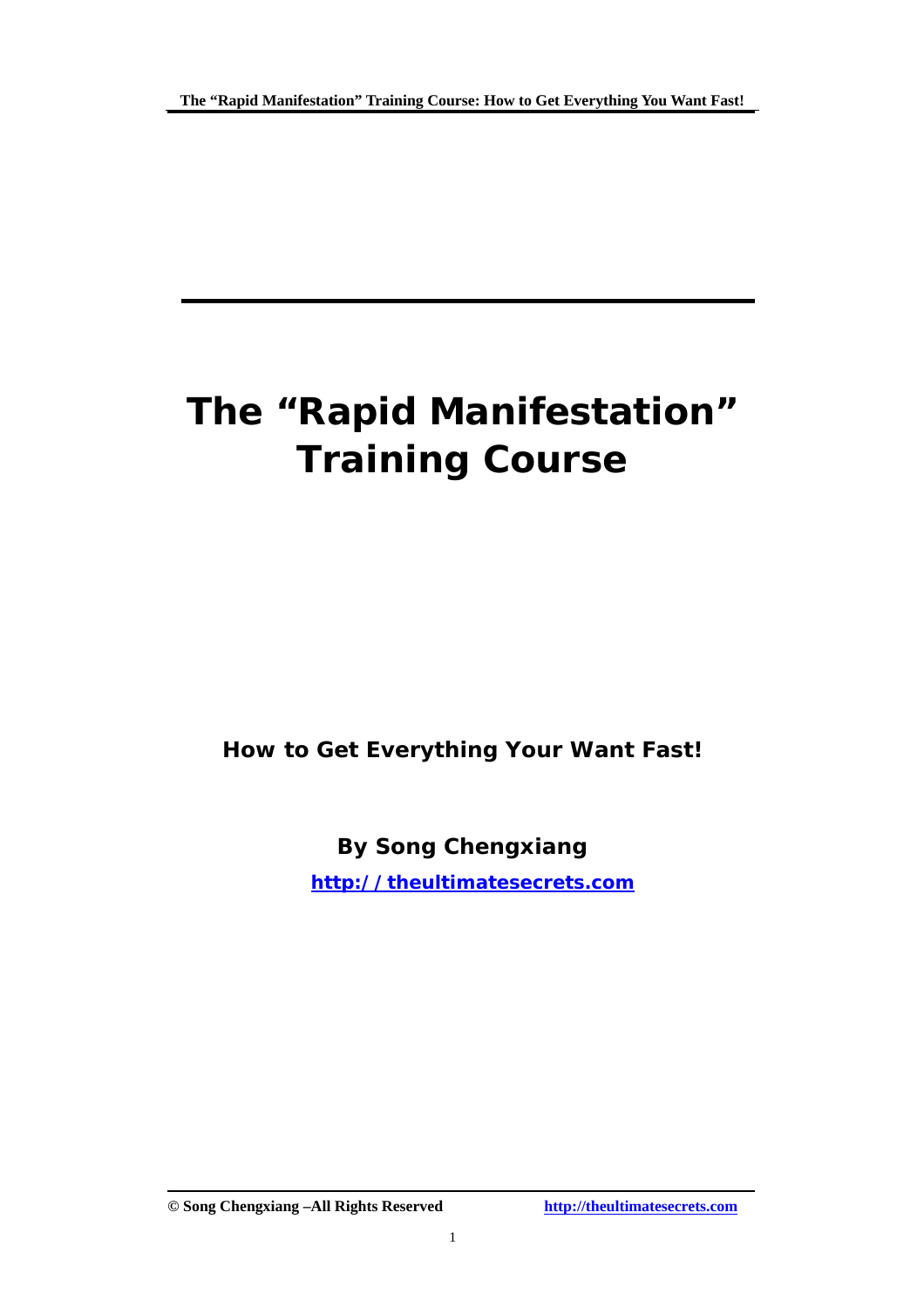# The "Rapid Manifestation" Training Course

**How to Get Everything Your Want Fast!**

**By Song Chengxiang**

**http://theultimatesecrets.com**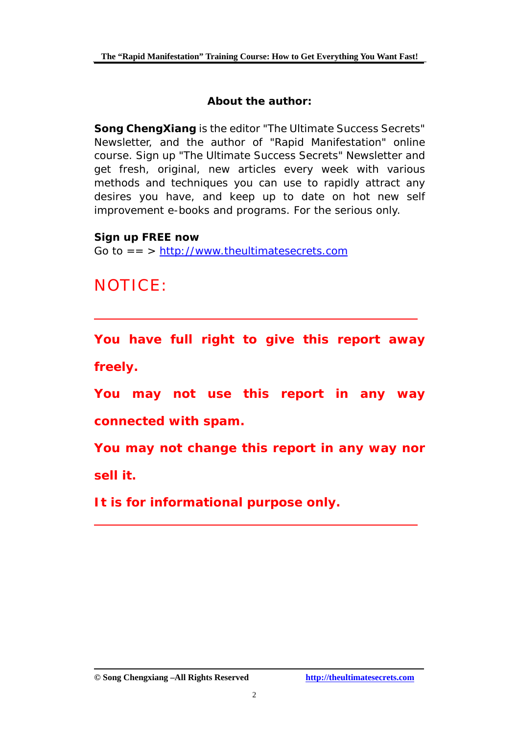## About the author:

**Song ChengXiang** is the editor "The Ultimate Success Secrets" Newsletter, and the author of "Rapid Manifestation" online course. Sign up "The Ultimate Success Secrets" Newsletter and get fresh, original, new articles every week with various methods and techniques you can use to rapidly attract any desires you have, and keep up to date on hot new self improvement e-books and programs. For the serious only.

**Sign up FREE now**
Go to == > [http://www.theultimatesecrets.com](http://www.theultimatesecrets.com)

# NOTICE:

---

**You have full right to give this report away freely.**

**You may not use this report in any way connected with spam.**

**You may not change this report in any way nor sell it.**

**It is for informational purpose only.**

---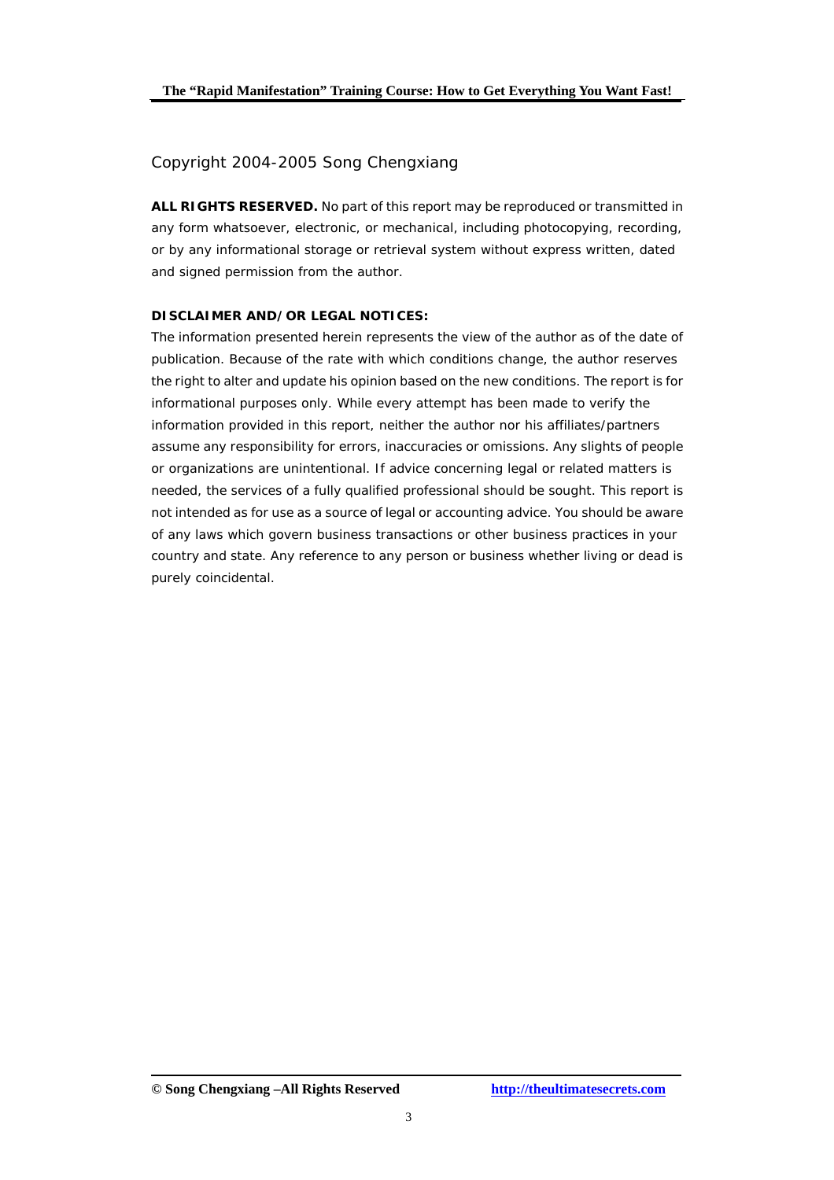Copyright 2004-2005 Song Chengxiang

**ALL RIGHTS RESERVED.** No part of this report may be reproduced or transmitted in any form whatsoever, electronic, or mechanical, including photocopying, recording, or by any informational storage or retrieval system without express written, dated and signed permission from the author.

**DISCLAIMER AND/OR LEGAL NOTICES:**

The information presented herein represents the view of the author as of the date of publication. Because of the rate with which conditions change, the author reserves the right to alter and update his opinion based on the new conditions. The report is for informational purposes only. While every attempt has been made to verify the information provided in this report, neither the author nor his affiliates/partners assume any responsibility for errors, inaccuracies or omissions. Any slights of people or organizations are unintentional. If advice concerning legal or related matters is needed, the services of a fully qualified professional should be sought. This report is not intended as for use as a source of legal or accounting advice. You should be aware of any laws which govern business transactions or other business practices in your country and state. Any reference to any person or business whether living or dead is purely coincidental.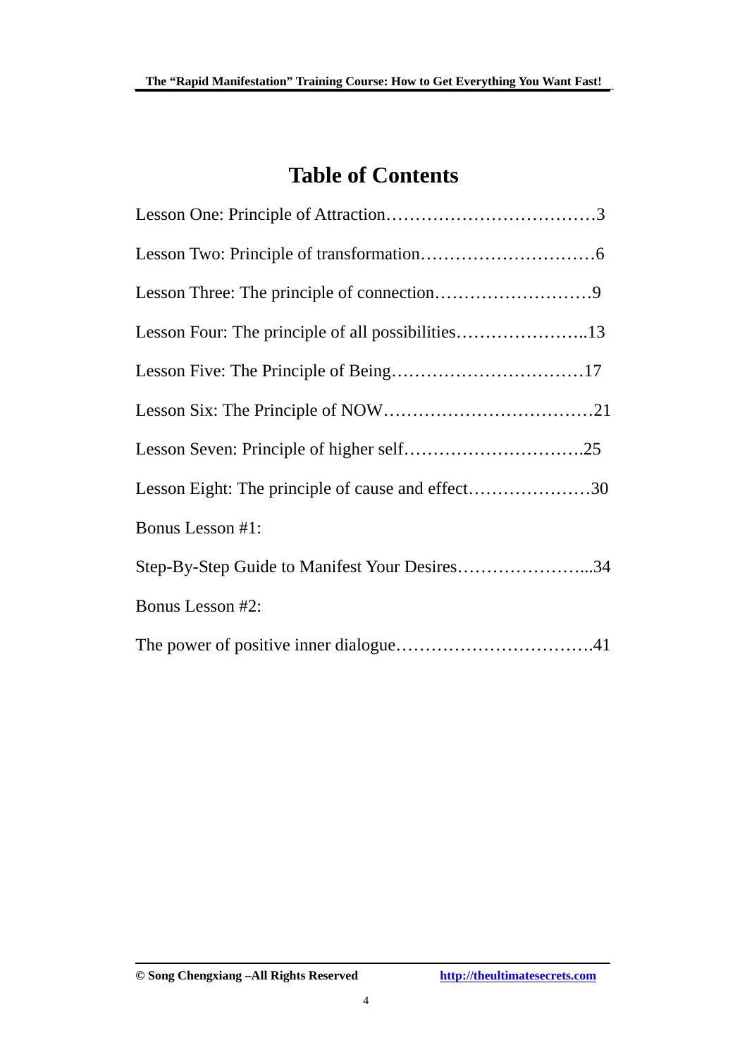# Table of Contents

Lesson One: Principle of Attraction……………………………3

Lesson Two: Principle of transformation…………………………6

Lesson Three: The principle of connection………………………9

Lesson Four: The principle of all possibilities…………………..13

Lesson Five: The Principle of Being……………………………17

Lesson Six: The Principle of NOW………………………………21

Lesson Seven: Principle of higher self………………………….25

Lesson Eight: The principle of cause and effect…………………30

Bonus Lesson #1:

Step-By-Step Guide to Manifest Your Desires…………………...34

Bonus Lesson #2:

The power of positive inner dialogue…………………………….41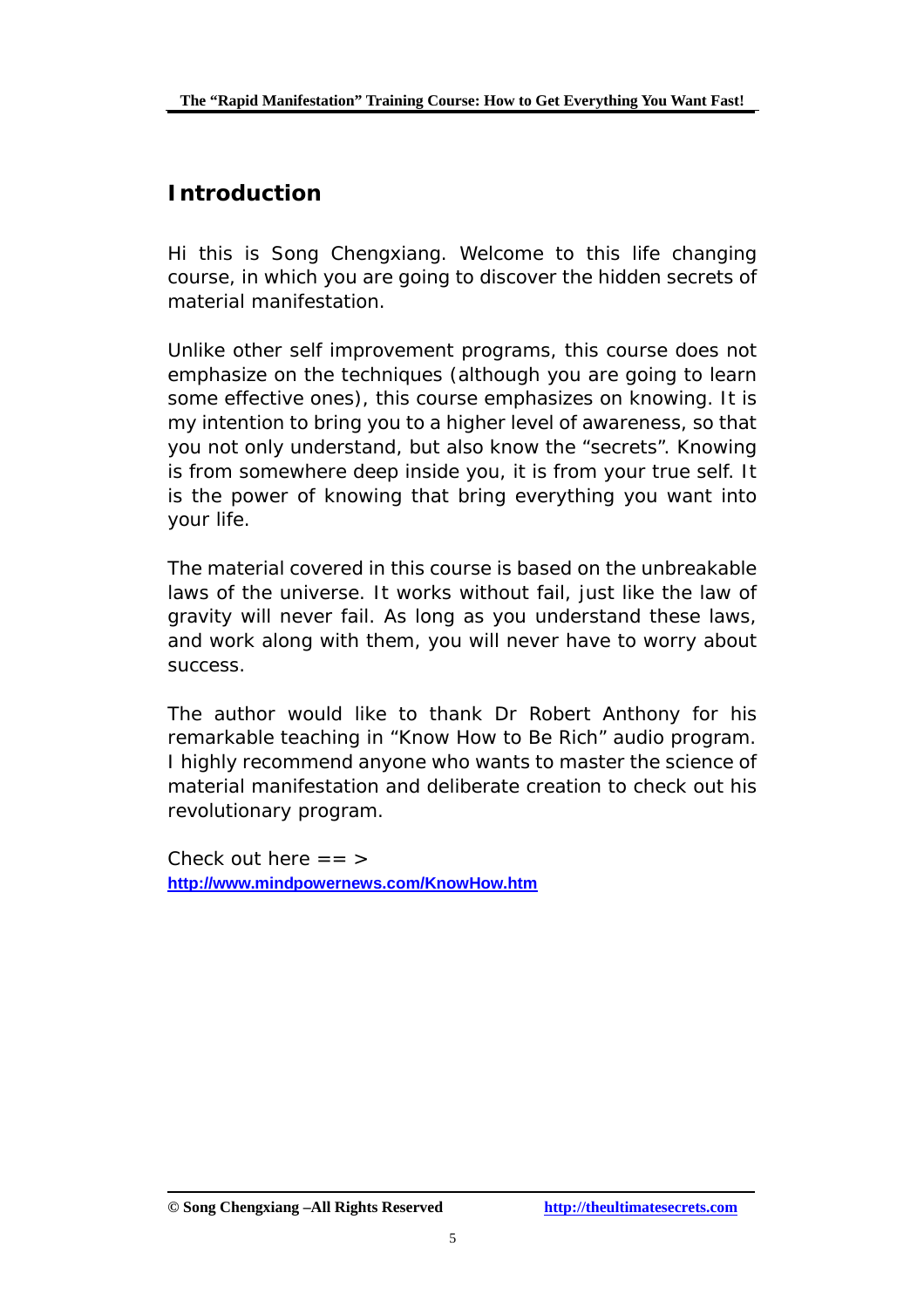# Introduction

Hi this is Song Chengxiang. Welcome to this life changing course, in which you are going to discover the hidden secrets of material manifestation.

Unlike other self improvement programs, this course does not emphasize on the techniques (although you are going to learn some effective ones), this course emphasizes on knowing. It is my intention to bring you to a higher level of awareness, so that you not only understand, but also know the "secrets". Knowing is from somewhere deep inside you, it is from your true self. It is the power of knowing that bring everything you want into your life.

The material covered in this course is based on the unbreakable laws of the universe. It works without fail, just like the law of gravity will never fail. As long as you understand these laws, and work along with them, you will never have to worry about success.

The author would like to thank Dr Robert Anthony for his remarkable teaching in "Know How to Be Rich" audio program. I highly recommend anyone who wants to master the science of material manifestation and deliberate creation to check out his revolutionary program.

Check out here == >
**http://www.mindpowernews.com/KnowHow.htm**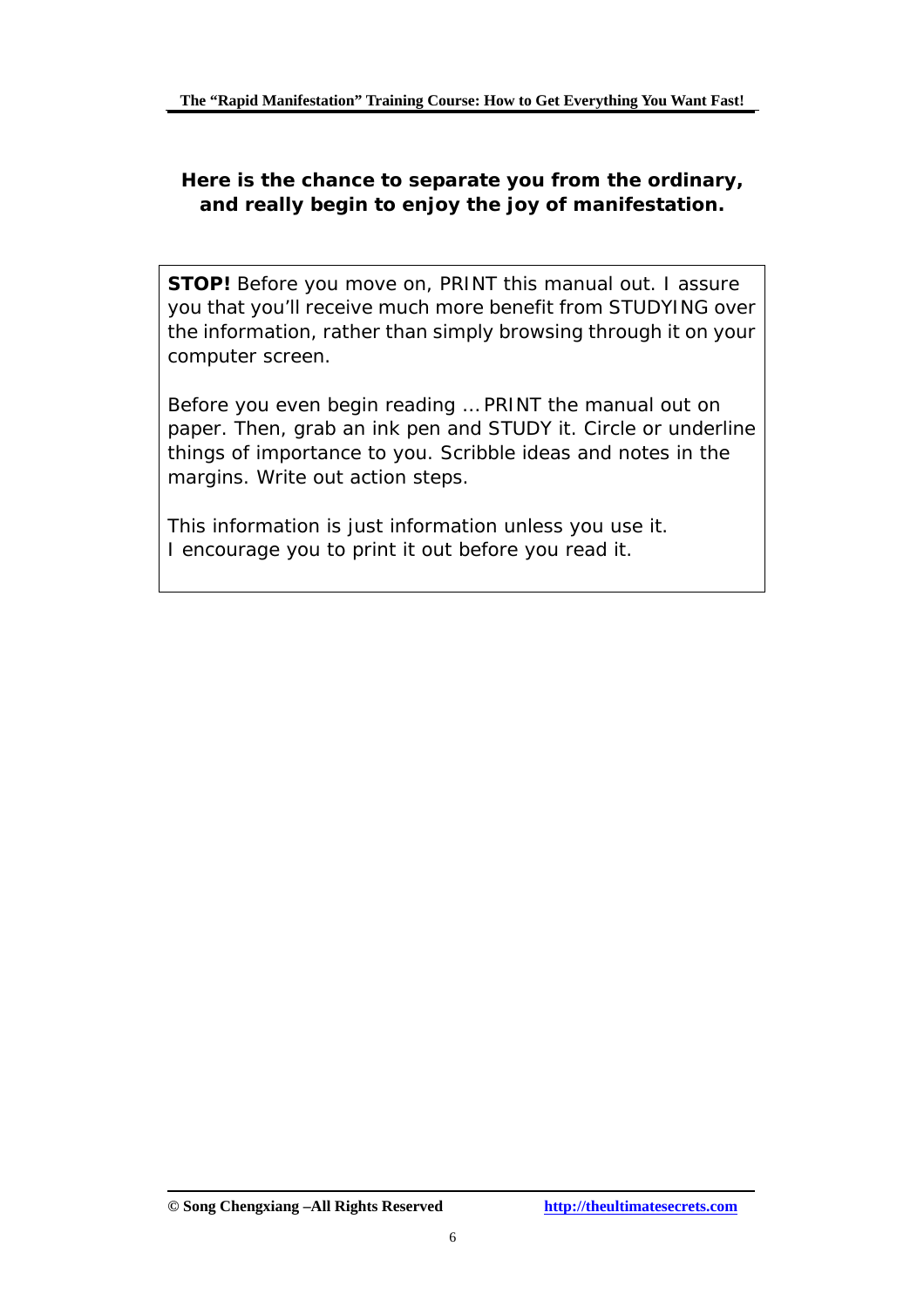**Here is the chance to separate you from the ordinary, and really begin to enjoy the joy of manifestation.**

**STOP!** Before you move on, PRINT this manual out. I assure you that you'll receive much more benefit from STUDYING over the information, rather than simply browsing through it on your computer screen.

Before you even begin reading … PRINT the manual out on paper. Then, grab an ink pen and STUDY it. Circle or underline things of importance to you. Scribble ideas and notes in the margins. Write out action steps.

This information is just information unless you use it.
I encourage you to print it out before you read it.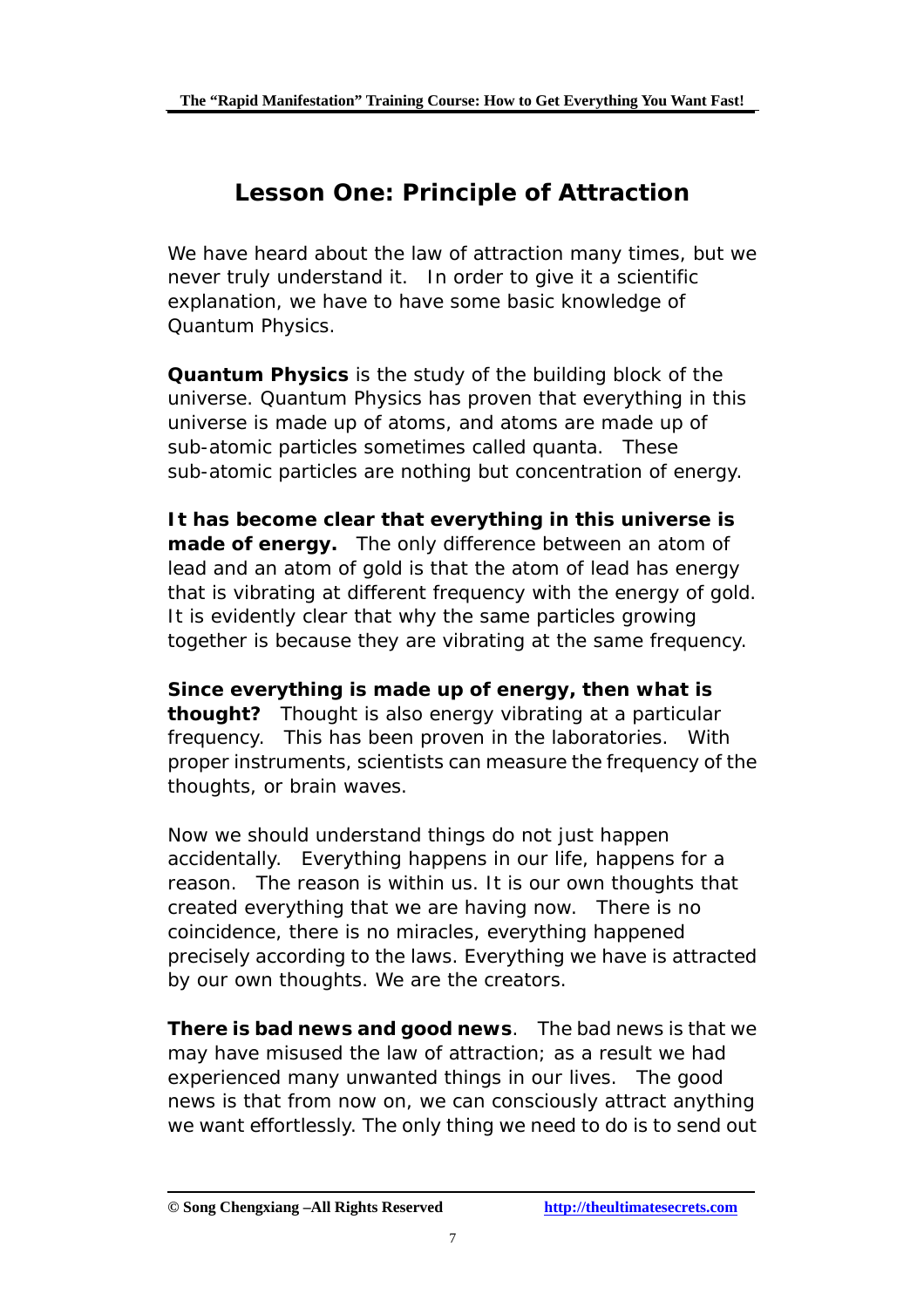# Lesson One: Principle of Attraction

We have heard about the law of attraction many times, but we never truly understand it. In order to give it a scientific explanation, we have to have some basic knowledge of Quantum Physics.

**Quantum Physics** is the study of the building block of the universe. Quantum Physics has proven that everything in this universe is made up of atoms, and atoms are made up of sub-atomic particles sometimes called quanta. These sub-atomic particles are nothing but concentration of energy.

**It has become clear that everything in this universe is made of energy.** The only difference between an atom of lead and an atom of gold is that the atom of lead has energy that is vibrating at different frequency with the energy of gold. It is evidently clear that why the same particles growing together is because they are vibrating at the same frequency.

**Since everything is made up of energy, then what is thought?** Thought is also energy vibrating at a particular frequency. This has been proven in the laboratories. With proper instruments, scientists can measure the frequency of the thoughts, or brain waves.

Now we should understand things do not just happen accidentally. Everything happens in our life, happens for a reason. The reason is within us. It is our own thoughts that created everything that we are having now. There is no coincidence, there is no miracles, everything happened precisely according to the laws. Everything we have is attracted by our own thoughts. We are the creators.

**There is bad news and good news**. The bad news is that we may have misused the law of attraction; as a result we had experienced many unwanted things in our lives. The good news is that from now on, we can consciously attract anything we want effortlessly. The only thing we need to do is to send out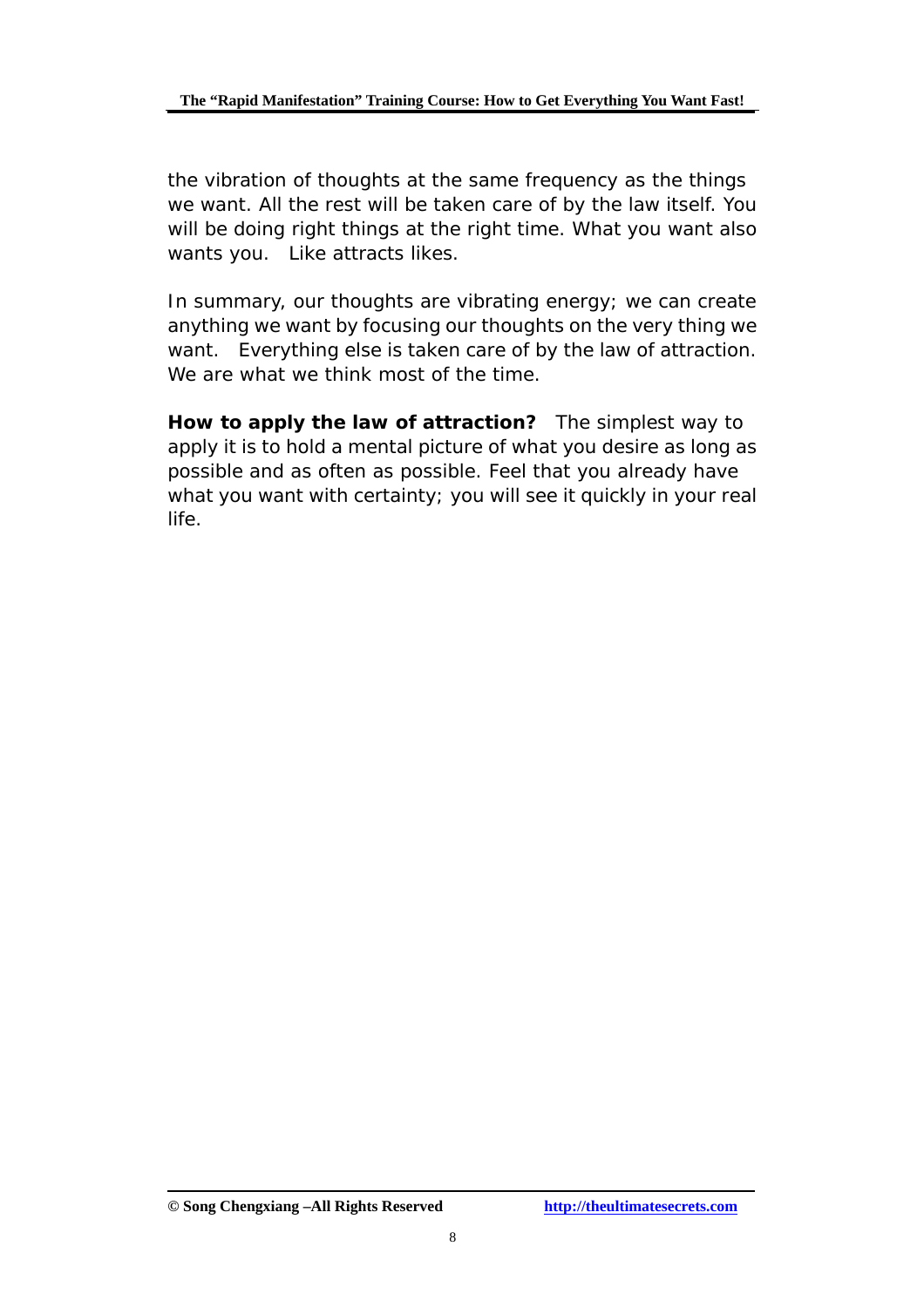the vibration of thoughts at the same frequency as the things we want. All the rest will be taken care of by the law itself. You will be doing right things at the right time. What you want also wants you. Like attracts likes.

In summary, our thoughts are vibrating energy; we can create anything we want by focusing our thoughts on the very thing we want. Everything else is taken care of by the law of attraction. We are what we think most of the time.

**How to apply the law of attraction?** The simplest way to apply it is to hold a mental picture of what you desire as long as possible and as often as possible. Feel that you already have what you want with certainty; you will see it quickly in your real life.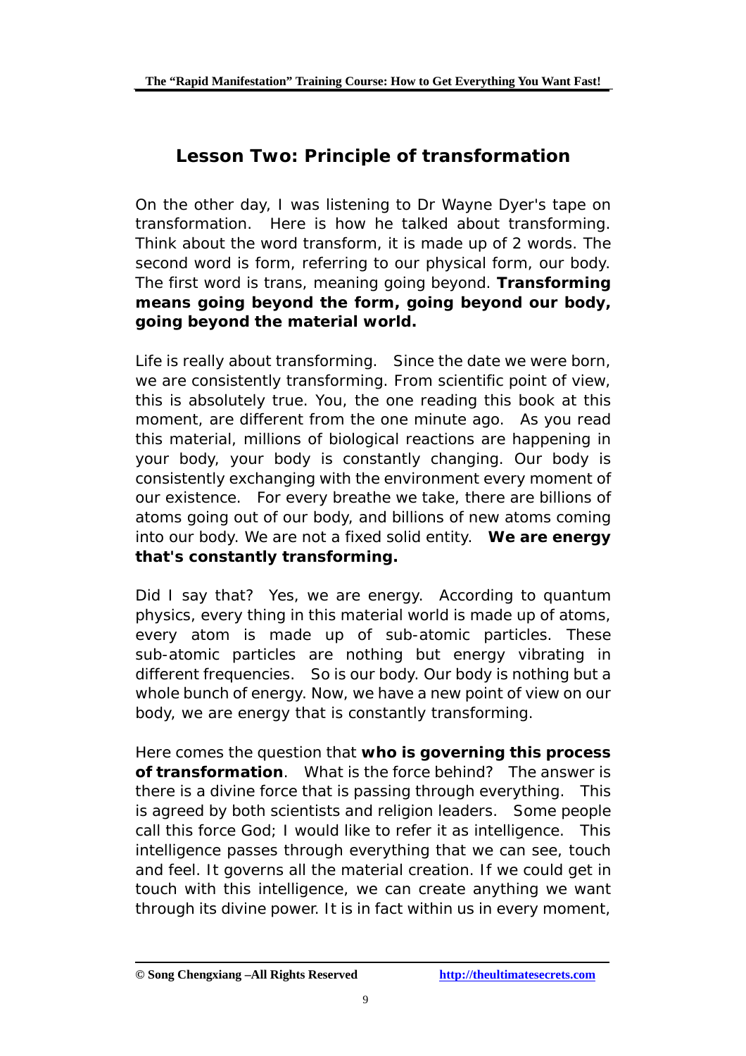## Lesson Two: Principle of transformation

On the other day, I was listening to Dr Wayne Dyer's tape on transformation. Here is how he talked about transforming. Think about the word transform, it is made up of 2 words. The second word is form, referring to our physical form, our body. The first word is trans, meaning going beyond. **Transforming means going beyond the form, going beyond our body, going beyond the material world.**

Life is really about transforming. Since the date we were born, we are consistently transforming. From scientific point of view, this is absolutely true. You, the one reading this book at this moment, are different from the one minute ago. As you read this material, millions of biological reactions are happening in your body, your body is constantly changing. Our body is consistently exchanging with the environment every moment of our existence. For every breathe we take, there are billions of atoms going out of our body, and billions of new atoms coming into our body. We are not a fixed solid entity. **We are energy that's constantly transforming.**

Did I say that? Yes, we are energy. According to quantum physics, every thing in this material world is made up of atoms, every atom is made up of sub-atomic particles. These sub-atomic particles are nothing but energy vibrating in different frequencies. So is our body. Our body is nothing but a whole bunch of energy. Now, we have a new point of view on our body, we are energy that is constantly transforming.

Here comes the question that **who is governing this process of transformation**. What is the force behind? The answer is there is a divine force that is passing through everything. This is agreed by both scientists and religion leaders. Some people call this force God; I would like to refer it as intelligence. This intelligence passes through everything that we can see, touch and feel. It governs all the material creation. If we could get in touch with this intelligence, we can create anything we want through its divine power. It is in fact within us in every moment,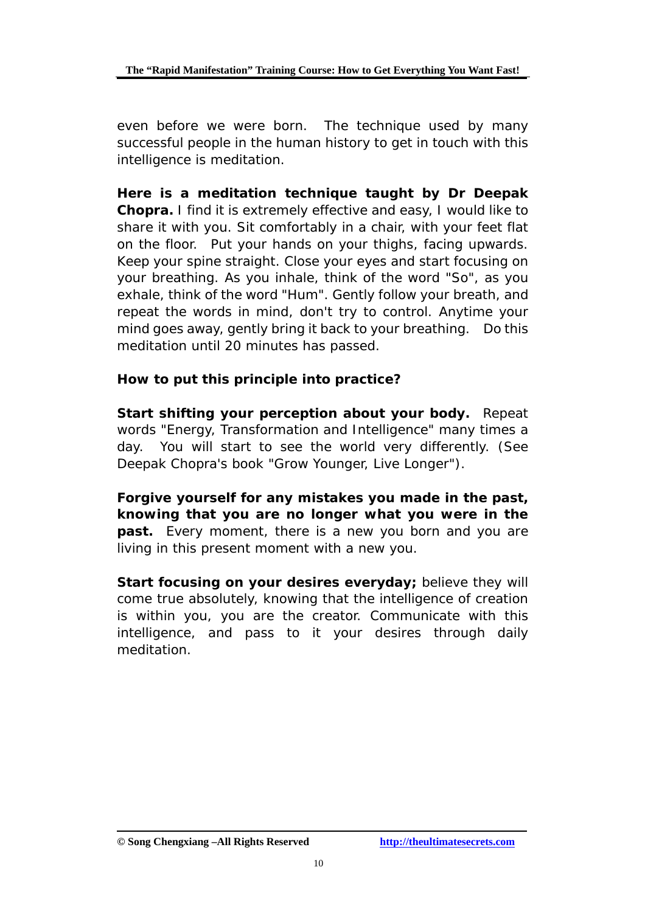even before we were born. The technique used by many successful people in the human history to get in touch with this intelligence is meditation.

**Here is a meditation technique taught by Dr Deepak Chopra.** I find it is extremely effective and easy, I would like to share it with you. Sit comfortably in a chair, with your feet flat on the floor. Put your hands on your thighs, facing upwards. Keep your spine straight. Close your eyes and start focusing on your breathing. As you inhale, think of the word "So", as you exhale, think of the word "Hum". Gently follow your breath, and repeat the words in mind, don't try to control. Anytime your mind goes away, gently bring it back to your breathing. Do this meditation until 20 minutes has passed.

**How to put this principle into practice?**

**Start shifting your perception about your body.** Repeat words "Energy, Transformation and Intelligence" many times a day. You will start to see the world very differently. (See Deepak Chopra's book "Grow Younger, Live Longer").

**Forgive yourself for any mistakes you made in the past, knowing that you are no longer what you were in the past.** Every moment, there is a new you born and you are living in this present moment with a new you.

**Start focusing on your desires everyday;** believe they will come true absolutely, knowing that the intelligence of creation is within you, you are the creator. Communicate with this intelligence, and pass to it your desires through daily meditation.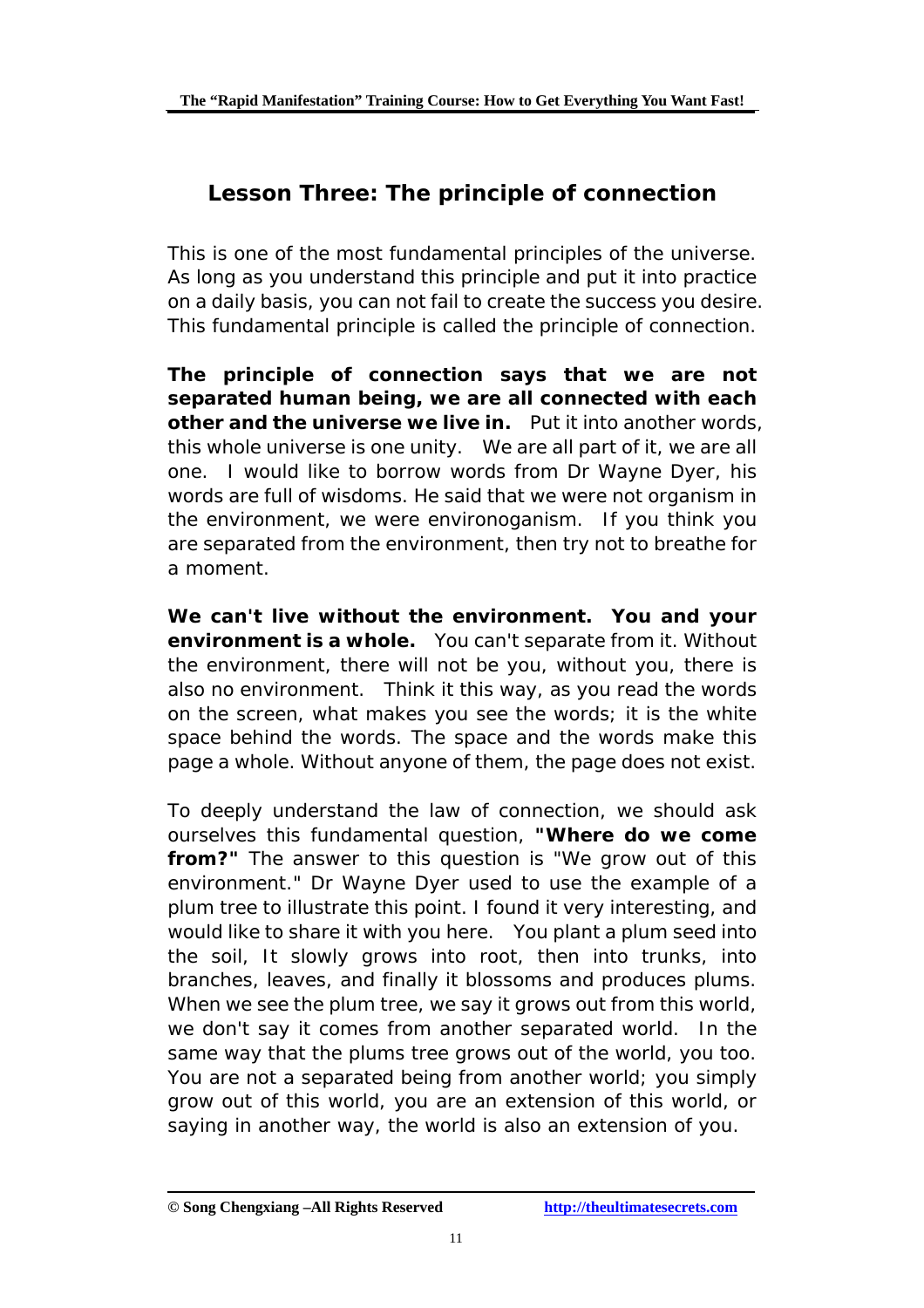## Lesson Three: The principle of connection

This is one of the most fundamental principles of the universe. As long as you understand this principle and put it into practice on a daily basis, you can not fail to create the success you desire. This fundamental principle is called the principle of connection.

**The principle of connection says that we are not separated human being, we are all connected with each other and the universe we live in.** Put it into another words, this whole universe is one unity. We are all part of it, we are all one. I would like to borrow words from Dr Wayne Dyer, his words are full of wisdoms. He said that we were not organism in the environment, we were environoganism. If you think you are separated from the environment, then try not to breathe for a moment.

**We can't live without the environment. You and your environment is a whole.** You can't separate from it. Without the environment, there will not be you, without you, there is also no environment. Think it this way, as you read the words on the screen, what makes you see the words; it is the white space behind the words. The space and the words make this page a whole. Without anyone of them, the page does not exist.

To deeply understand the law of connection, we should ask ourselves this fundamental question, **"Where do we come from?"** The answer to this question is "We grow out of this environment." Dr Wayne Dyer used to use the example of a plum tree to illustrate this point. I found it very interesting, and would like to share it with you here. You plant a plum seed into the soil, It slowly grows into root, then into trunks, into branches, leaves, and finally it blossoms and produces plums. When we see the plum tree, we say it grows out from this world, we don't say it comes from another separated world. In the same way that the plums tree grows out of the world, you too. You are not a separated being from another world; you simply grow out of this world, you are an extension of this world, or saying in another way, the world is also an extension of you.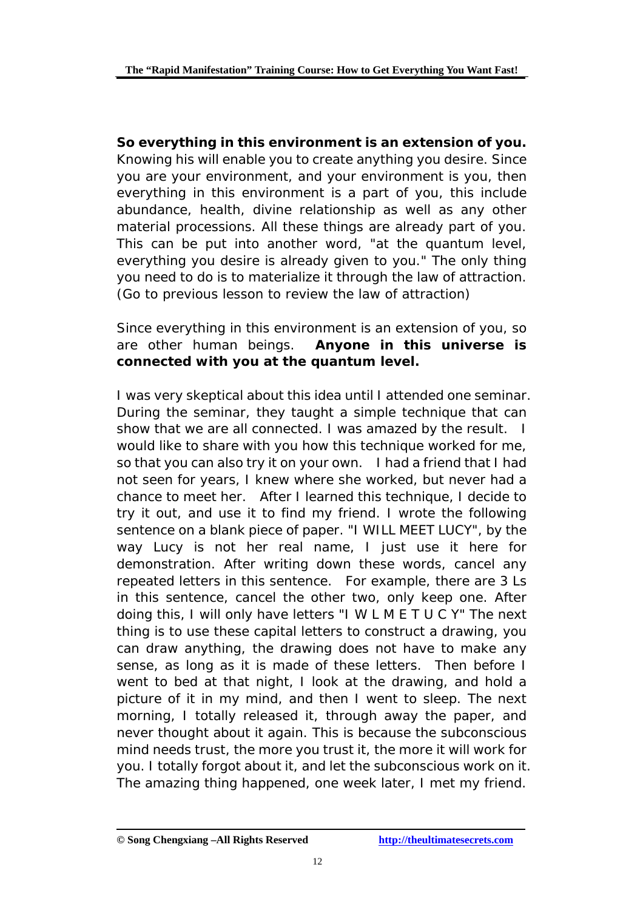**So everything in this environment is an extension of you.** Knowing his will enable you to create anything you desire. Since you are your environment, and your environment is you, then everything in this environment is a part of you, this include abundance, health, divine relationship as well as any other material processions. All these things are already part of you. This can be put into another word, "at the quantum level, everything you desire is already given to you." The only thing you need to do is to materialize it through the law of attraction. (Go to previous lesson to review the law of attraction)

Since everything in this environment is an extension of you, so are other human beings. **Anyone in this universe is connected with you at the quantum level.**

I was very skeptical about this idea until I attended one seminar. During the seminar, they taught a simple technique that can show that we are all connected. I was amazed by the result. I would like to share with you how this technique worked for me, so that you can also try it on your own. I had a friend that I had not seen for years, I knew where she worked, but never had a chance to meet her. After I learned this technique, I decide to try it out, and use it to find my friend. I wrote the following sentence on a blank piece of paper. "I WILL MEET LUCY", by the way Lucy is not her real name, I just use it here for demonstration. After writing down these words, cancel any repeated letters in this sentence. For example, there are 3 Ls in this sentence, cancel the other two, only keep one. After doing this, I will only have letters "I W L M E T U C Y" The next thing is to use these capital letters to construct a drawing, you can draw anything, the drawing does not have to make any sense, as long as it is made of these letters. Then before I went to bed at that night, I look at the drawing, and hold a picture of it in my mind, and then I went to sleep. The next morning, I totally released it, through away the paper, and never thought about it again. This is because the subconscious mind needs trust, the more you trust it, the more it will work for you. I totally forgot about it, and let the subconscious work on it. The amazing thing happened, one week later, I met my friend.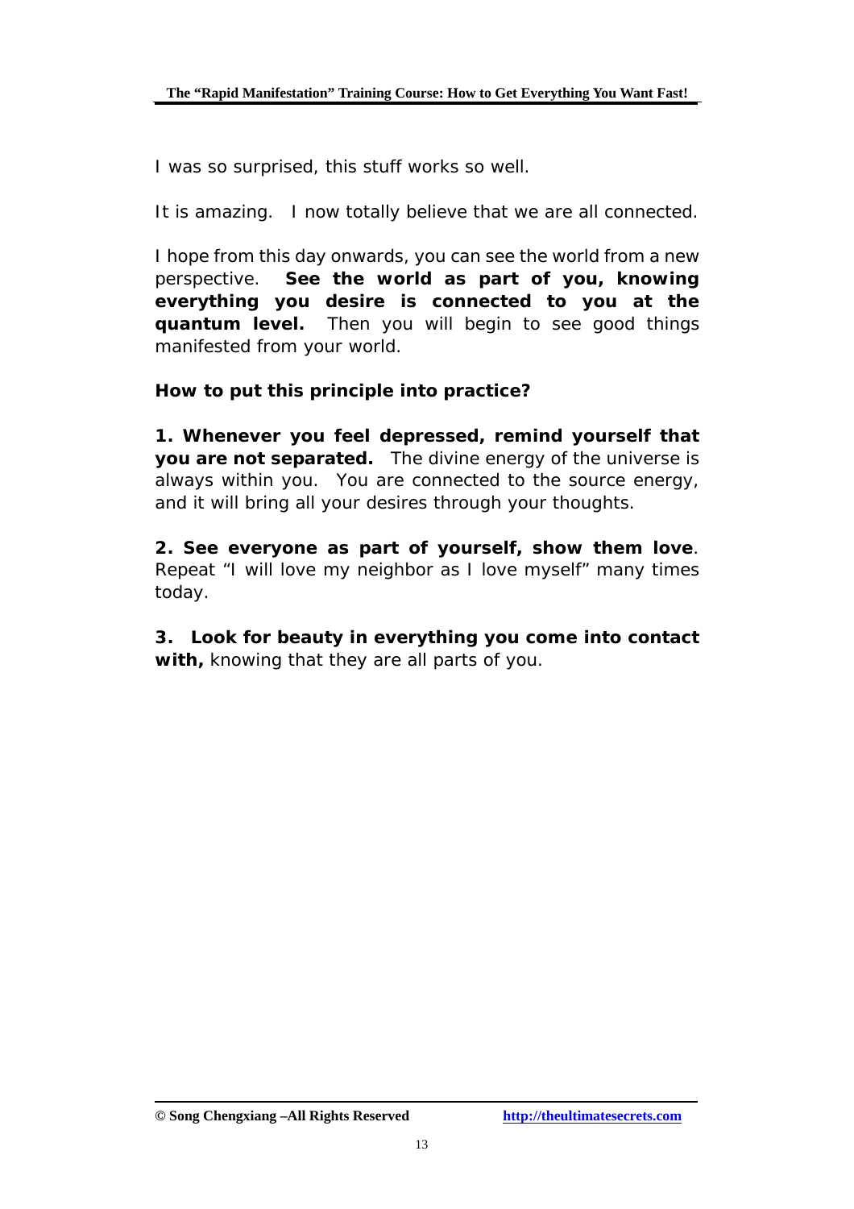I was so surprised, this stuff works so well.

It is amazing. I now totally believe that we are all connected.

I hope from this day onwards, you can see the world from a new perspective. **See the world as part of you, knowing everything you desire is connected to you at the quantum level.** Then you will begin to see good things manifested from your world.

**How to put this principle into practice?**

**1. Whenever you feel depressed, remind yourself that you are not separated.** The divine energy of the universe is always within you. You are connected to the source energy, and it will bring all your desires through your thoughts.

**2. See everyone as part of yourself, show them love**. Repeat "I will love my neighbor as I love myself" many times today.

**3. Look for beauty in everything you come into contact with,** knowing that they are all parts of you.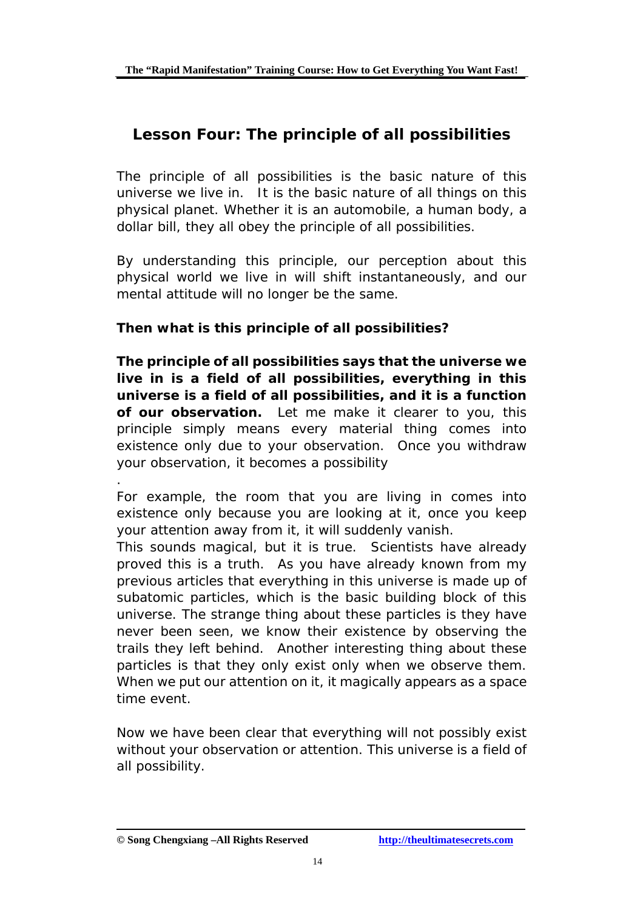## Lesson Four: The principle of all possibilities

The principle of all possibilities is the basic nature of this universe we live in. It is the basic nature of all things on this physical planet. Whether it is an automobile, a human body, a dollar bill, they all obey the principle of all possibilities.

By understanding this principle, our perception about this physical world we live in will shift instantaneously, and our mental attitude will no longer be the same.

**Then what is this principle of all possibilities?**

**The principle of all possibilities says that the universe we live in is a field of all possibilities, everything in this universe is a field of all possibilities, and it is a function of our observation.** Let me make it clearer to you, this principle simply means every material thing comes into existence only due to your observation. Once you withdraw your observation, it becomes a possibility

.
For example, the room that you are living in comes into existence only because you are looking at it, once you keep your attention away from it, it will suddenly vanish.
This sounds magical, but it is true. Scientists have already proved this is a truth. As you have already known from my previous articles that everything in this universe is made up of subatomic particles, which is the basic building block of this universe. The strange thing about these particles is they have never been seen, we know their existence by observing the trails they left behind. Another interesting thing about these particles is that they only exist only when we observe them. When we put our attention on it, it magically appears as a space time event.

Now we have been clear that everything will not possibly exist without your observation or attention. This universe is a field of all possibility.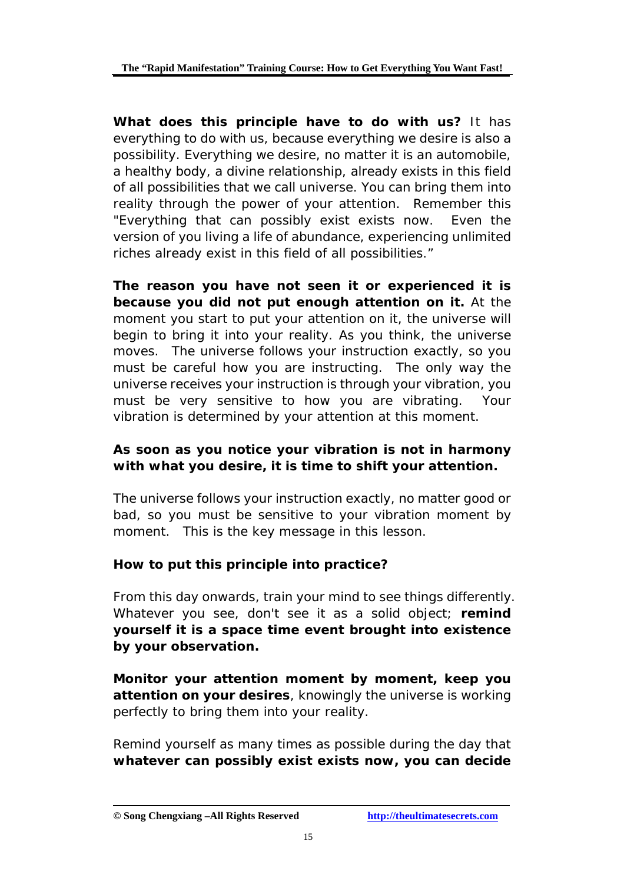**What does this principle have to do with us?** It has everything to do with us, because everything we desire is also a possibility. Everything we desire, no matter it is an automobile, a healthy body, a divine relationship, already exists in this field of all possibilities that we call universe. You can bring them into reality through the power of your attention. Remember this "Everything that can possibly exist exists now. Even the version of you living a life of abundance, experiencing unlimited riches already exist in this field of all possibilities."

**The reason you have not seen it or experienced it is because you did not put enough attention on it.** At the moment you start to put your attention on it, the universe will begin to bring it into your reality. As you think, the universe moves. The universe follows your instruction exactly, so you must be careful how you are instructing. The only way the universe receives your instruction is through your vibration, you must be very sensitive to how you are vibrating. Your vibration is determined by your attention at this moment.

**As soon as you notice your vibration is not in harmony with what you desire, it is time to shift your attention.**

The universe follows your instruction exactly, no matter good or bad, so you must be sensitive to your vibration moment by moment. This is the key message in this lesson.

**How to put this principle into practice?**

From this day onwards, train your mind to see things differently. Whatever you see, don't see it as a solid object; **remind yourself it is a space time event brought into existence by your observation.**

**Monitor your attention moment by moment, keep you attention on your desires**, knowingly the universe is working perfectly to bring them into your reality.

Remind yourself as many times as possible during the day that **whatever can possibly exist exists now, you can decide**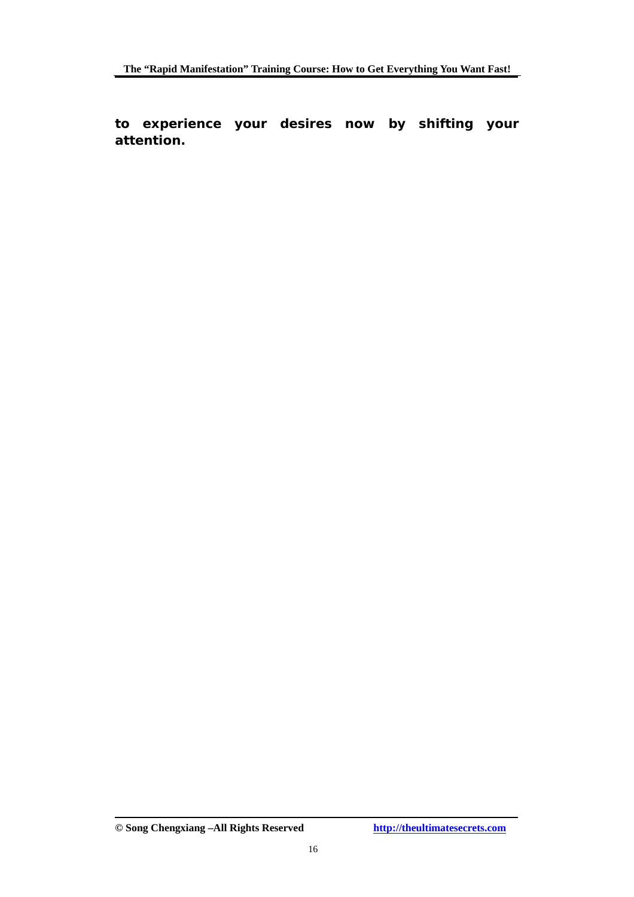**to experience your desires now by shifting your attention.**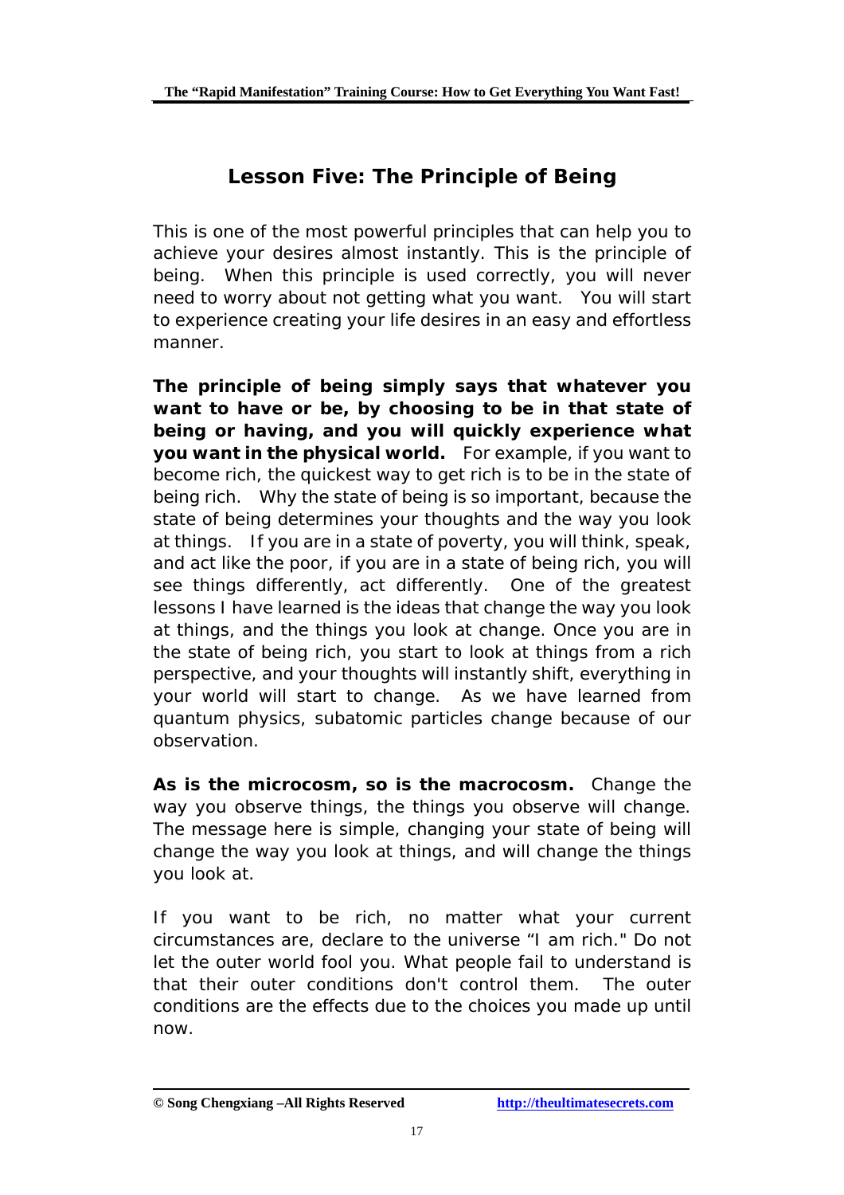## Lesson Five: The Principle of Being

This is one of the most powerful principles that can help you to achieve your desires almost instantly. This is the principle of being. When this principle is used correctly, you will never need to worry about not getting what you want. You will start to experience creating your life desires in an easy and effortless manner.

**The principle of being simply says that whatever you want to have or be, by choosing to be in that state of being or having, and you will quickly experience what you want in the physical world.** For example, if you want to become rich, the quickest way to get rich is to be in the state of being rich. Why the state of being is so important, because the state of being determines your thoughts and the way you look at things. If you are in a state of poverty, you will think, speak, and act like the poor, if you are in a state of being rich, you will see things differently, act differently. One of the greatest lessons I have learned is the ideas that change the way you look at things, and the things you look at change. Once you are in the state of being rich, you start to look at things from a rich perspective, and your thoughts will instantly shift, everything in your world will start to change. As we have learned from quantum physics, subatomic particles change because of our observation.

**As is the microcosm, so is the macrocosm.** Change the way you observe things, the things you observe will change. The message here is simple, changing your state of being will change the way you look at things, and will change the things you look at.

If you want to be rich, no matter what your current circumstances are, declare to the universe "I am rich." Do not let the outer world fool you. What people fail to understand is that their outer conditions don't control them. The outer conditions are the effects due to the choices you made up until now.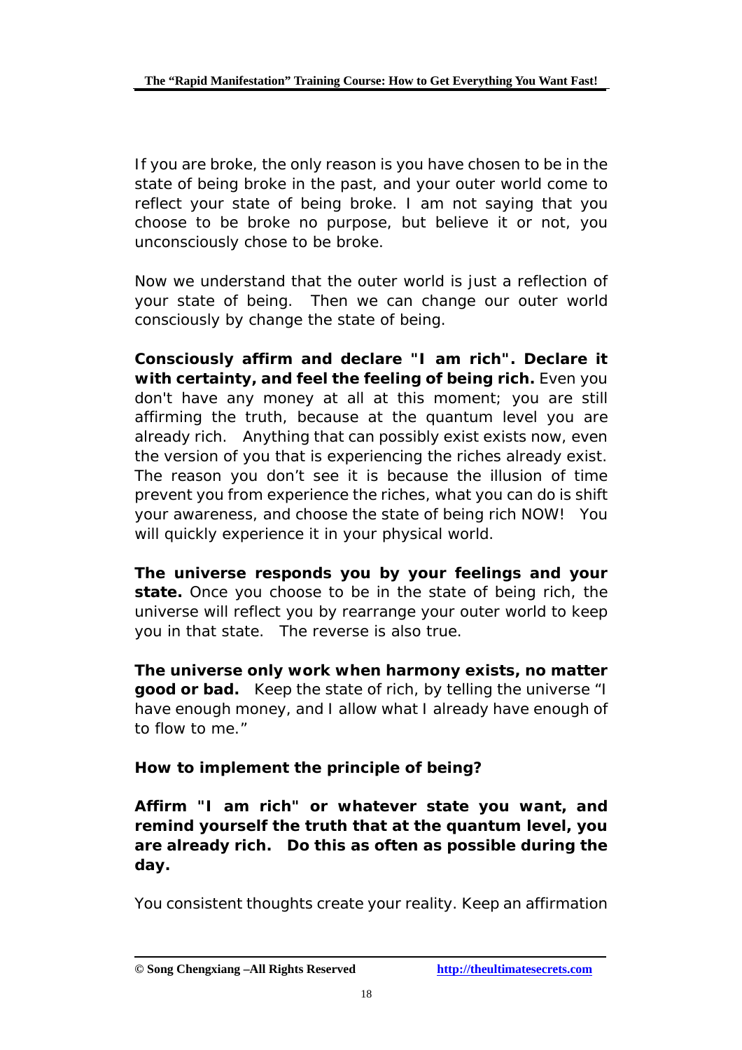If you are broke, the only reason is you have chosen to be in the state of being broke in the past, and your outer world come to reflect your state of being broke. I am not saying that you choose to be broke no purpose, but believe it or not, you unconsciously chose to be broke.

Now we understand that the outer world is just a reflection of your state of being. Then we can change our outer world consciously by change the state of being.

**Consciously affirm and declare "I am rich". Declare it with certainty, and feel the feeling of being rich.** Even you don't have any money at all at this moment; you are still affirming the truth, because at the quantum level you are already rich. Anything that can possibly exist exists now, even the version of you that is experiencing the riches already exist. The reason you don't see it is because the illusion of time prevent you from experience the riches, what you can do is shift your awareness, and choose the state of being rich NOW! You will quickly experience it in your physical world.

**The universe responds you by your feelings and your state.** Once you choose to be in the state of being rich, the universe will reflect you by rearrange your outer world to keep you in that state. The reverse is also true.

**The universe only work when harmony exists, no matter good or bad.** Keep the state of rich, by telling the universe "I have enough money, and I allow what I already have enough of to flow to me."

**How to implement the principle of being?**

**Affirm "I am rich" or whatever state you want, and remind yourself the truth that at the quantum level, you are already rich. Do this as often as possible during the day.**

You consistent thoughts create your reality. Keep an affirmation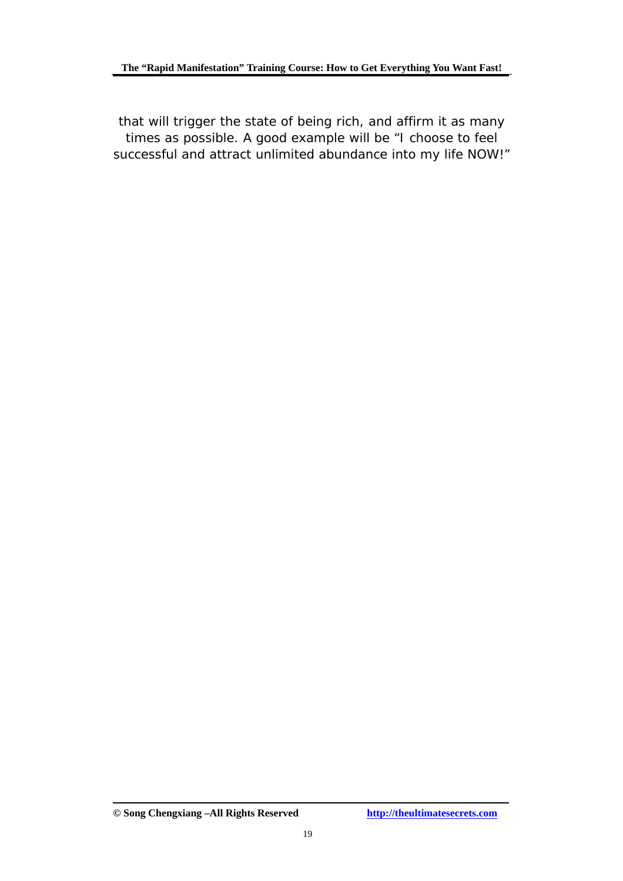that will trigger the state of being rich, and affirm it as many times as possible. A good example will be "I choose to feel successful and attract unlimited abundance into my life NOW!"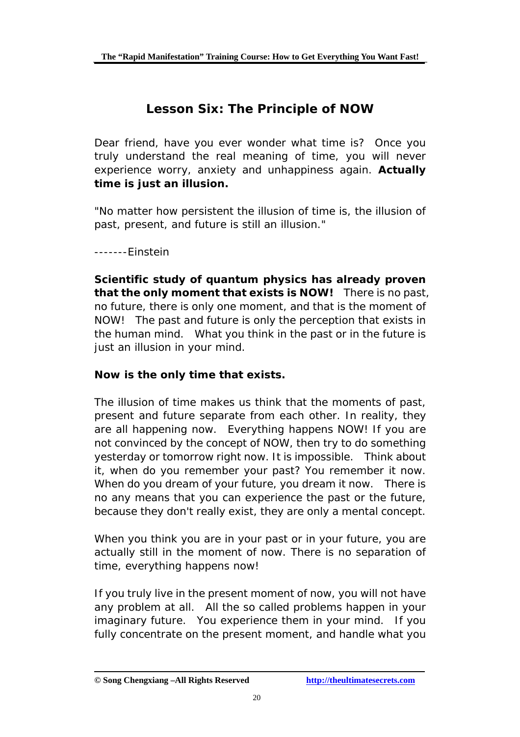## Lesson Six: The Principle of NOW

Dear friend, have you ever wonder what time is? Once you truly understand the real meaning of time, you will never experience worry, anxiety and unhappiness again. **Actually time is just an illusion.**

"No matter how persistent the illusion of time is, the illusion of past, present, and future is still an illusion."

-------Einstein

**Scientific study of quantum physics has already proven that the only moment that exists is NOW!** There is no past, no future, there is only one moment, and that is the moment of NOW! The past and future is only the perception that exists in the human mind. What you think in the past or in the future is just an illusion in your mind.

**Now is the only time that exists.**

The illusion of time makes us think that the moments of past, present and future separate from each other. In reality, they are all happening now. Everything happens NOW! If you are not convinced by the concept of NOW, then try to do something yesterday or tomorrow right now. It is impossible. Think about it, when do you remember your past? You remember it now. When do you dream of your future, you dream it now. There is no any means that you can experience the past or the future, because they don't really exist, they are only a mental concept.

When you think you are in your past or in your future, you are actually still in the moment of now. There is no separation of time, everything happens now!

If you truly live in the present moment of now, you will not have any problem at all. All the so called problems happen in your imaginary future. You experience them in your mind. If you fully concentrate on the present moment, and handle what you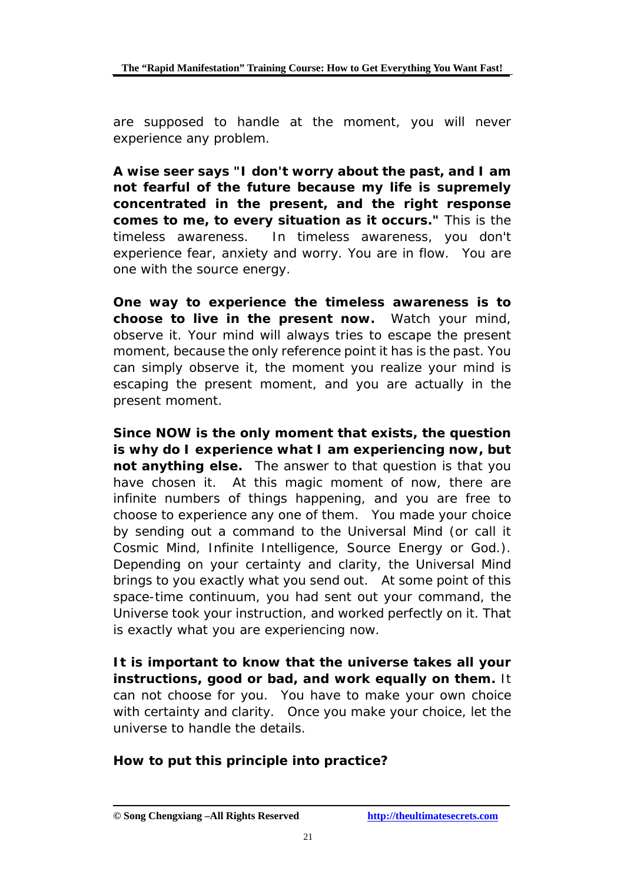are supposed to handle at the moment, you will never experience any problem.

**A wise seer says "I don't worry about the past, and I am not fearful of the future because my life is supremely concentrated in the present, and the right response comes to me, to every situation as it occurs."** This is the timeless awareness. In timeless awareness, you don't experience fear, anxiety and worry. You are in flow. You are one with the source energy.

**One way to experience the timeless awareness is to choose to live in the present now.** Watch your mind, observe it. Your mind will always tries to escape the present moment, because the only reference point it has is the past. You can simply observe it, the moment you realize your mind is escaping the present moment, and you are actually in the present moment.

**Since NOW is the only moment that exists, the question is why do I experience what I am experiencing now, but not anything else.** The answer to that question is that you have chosen it. At this magic moment of now, there are infinite numbers of things happening, and you are free to choose to experience any one of them. You made your choice by sending out a command to the Universal Mind (or call it Cosmic Mind, Infinite Intelligence, Source Energy or God.). Depending on your certainty and clarity, the Universal Mind brings to you exactly what you send out. At some point of this space-time continuum, you had sent out your command, the Universe took your instruction, and worked perfectly on it. That is exactly what you are experiencing now.

**It is important to know that the universe takes all your instructions, good or bad, and work equally on them.** It can not choose for you. You have to make your own choice with certainty and clarity. Once you make your choice, let the universe to handle the details.

**How to put this principle into practice?**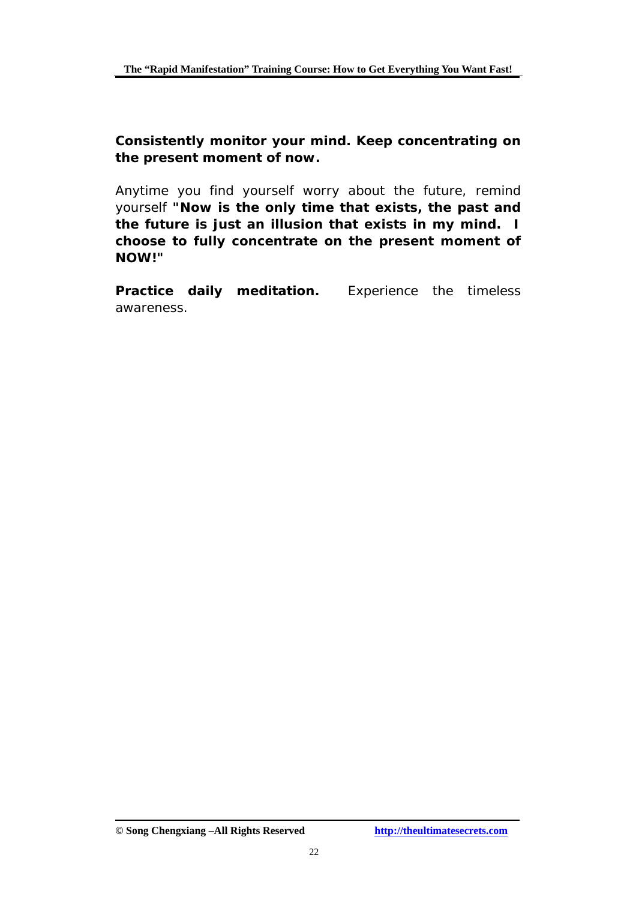**Consistently monitor your mind. Keep concentrating on the present moment of now.**

Anytime you find yourself worry about the future, remind yourself **"Now is the only time that exists, the past and the future is just an illusion that exists in my mind. I choose to fully concentrate on the present moment of NOW!"**

**Practice daily meditation.** Experience the timeless awareness.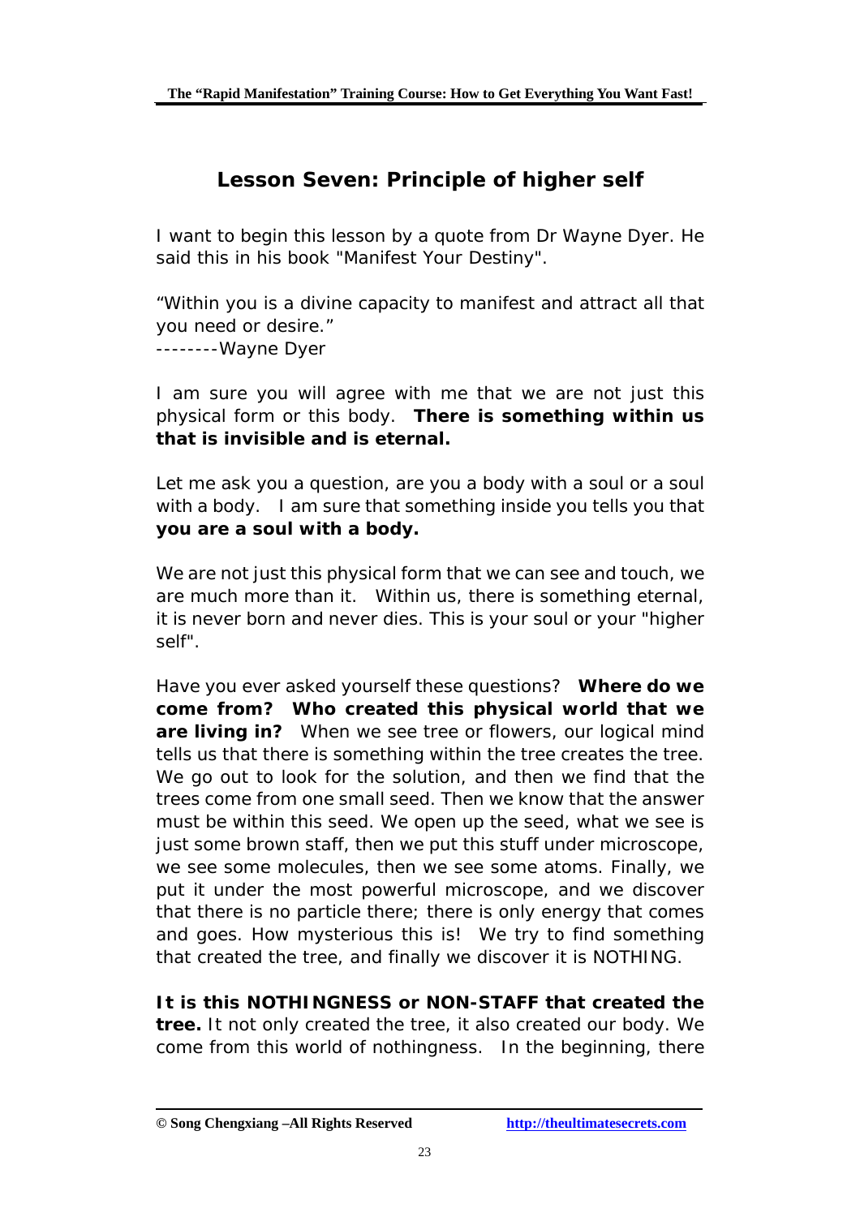## Lesson Seven: Principle of higher self

I want to begin this lesson by a quote from Dr Wayne Dyer. He said this in his book "Manifest Your Destiny".

"Within you is a divine capacity to manifest and attract all that you need or desire."
--------Wayne Dyer

I am sure you will agree with me that we are not just this physical form or this body. **There is something within us that is invisible and is eternal.**

Let me ask you a question, are you a body with a soul or a soul with a body. I am sure that something inside you tells you that **you are a soul with a body.**

We are not just this physical form that we can see and touch, we are much more than it. Within us, there is something eternal, it is never born and never dies. This is your soul or your "higher self".

Have you ever asked yourself these questions? **Where do we come from? Who created this physical world that we are living in?** When we see tree or flowers, our logical mind tells us that there is something within the tree creates the tree. We go out to look for the solution, and then we find that the trees come from one small seed. Then we know that the answer must be within this seed. We open up the seed, what we see is just some brown staff, then we put this stuff under microscope, we see some molecules, then we see some atoms. Finally, we put it under the most powerful microscope, and we discover that there is no particle there; there is only energy that comes and goes. How mysterious this is! We try to find something that created the tree, and finally we discover it is NOTHING.

**It is this NOTHINGNESS or NON-STAFF that created the tree.** It not only created the tree, it also created our body. We come from this world of nothingness. In the beginning, there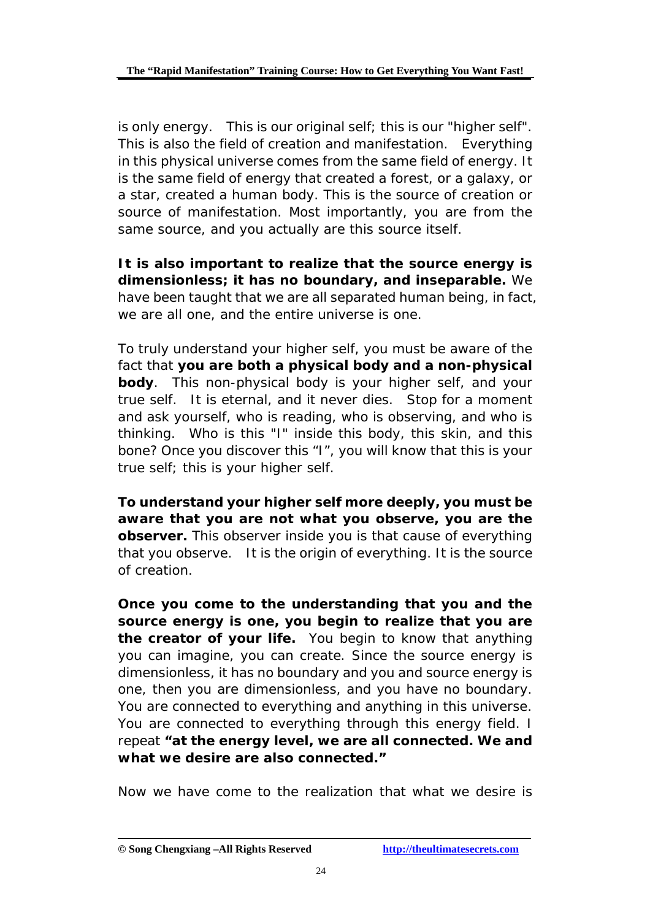is only energy. This is our original self; this is our "higher self". This is also the field of creation and manifestation. Everything in this physical universe comes from the same field of energy. It is the same field of energy that created a forest, or a galaxy, or a star, created a human body. This is the source of creation or source of manifestation. Most importantly, you are from the same source, and you actually are this source itself.

**It is also important to realize that the source energy is dimensionless; it has no boundary, and inseparable.** We have been taught that we are all separated human being, in fact, we are all one, and the entire universe is one.

To truly understand your higher self, you must be aware of the fact that **you are both a physical body and a non-physical body**. This non-physical body is your higher self, and your true self. It is eternal, and it never dies. Stop for a moment and ask yourself, who is reading, who is observing, and who is thinking. Who is this "I" inside this body, this skin, and this bone? Once you discover this "I", you will know that this is your true self; this is your higher self.

**To understand your higher self more deeply, you must be aware that you are not what you observe, you are the observer.** This observer inside you is that cause of everything that you observe. It is the origin of everything. It is the source of creation.

**Once you come to the understanding that you and the source energy is one, you begin to realize that you are the creator of your life.** You begin to know that anything you can imagine, you can create. Since the source energy is dimensionless, it has no boundary and you and source energy is one, then you are dimensionless, and you have no boundary. You are connected to everything and anything in this universe. You are connected to everything through this energy field. I repeat **"at the energy level, we are all connected. We and what we desire are also connected."**

Now we have come to the realization that what we desire is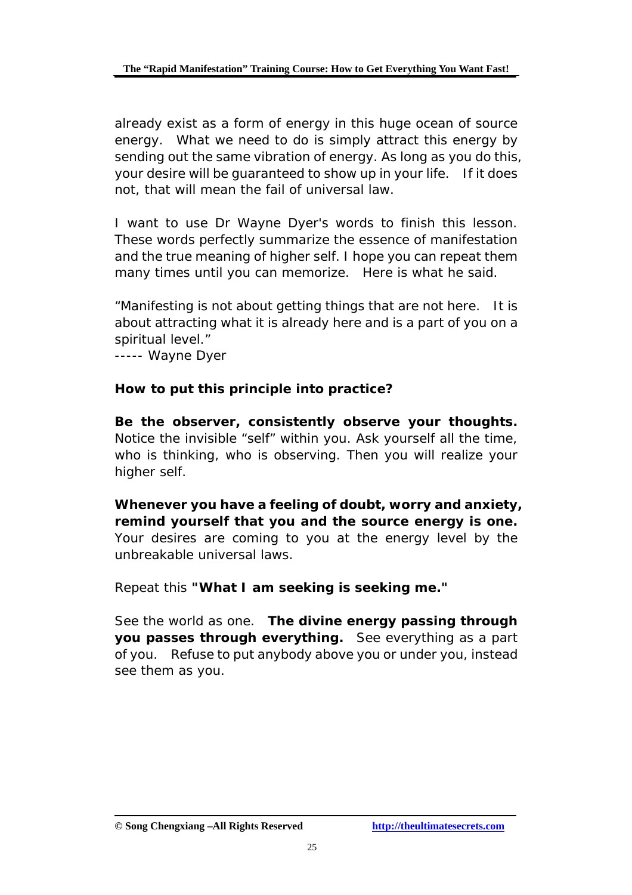already exist as a form of energy in this huge ocean of source energy. What we need to do is simply attract this energy by sending out the same vibration of energy. As long as you do this, your desire will be guaranteed to show up in your life. If it does not, that will mean the fail of universal law.

I want to use Dr Wayne Dyer's words to finish this lesson. These words perfectly summarize the essence of manifestation and the true meaning of higher self. I hope you can repeat them many times until you can memorize. Here is what he said.

"Manifesting is not about getting things that are not here. It is about attracting what it is already here and is a part of you on a spiritual level."
----- Wayne Dyer

**How to put this principle into practice?**

**Be the observer, consistently observe your thoughts.** Notice the invisible "self" within you. Ask yourself all the time, who is thinking, who is observing. Then you will realize your higher self.

**Whenever you have a feeling of doubt, worry and anxiety, remind yourself that you and the source energy is one.** Your desires are coming to you at the energy level by the unbreakable universal laws.

Repeat this **"What I am seeking is seeking me."**

See the world as one. **The divine energy passing through you passes through everything.** See everything as a part of you. Refuse to put anybody above you or under you, instead see them as you.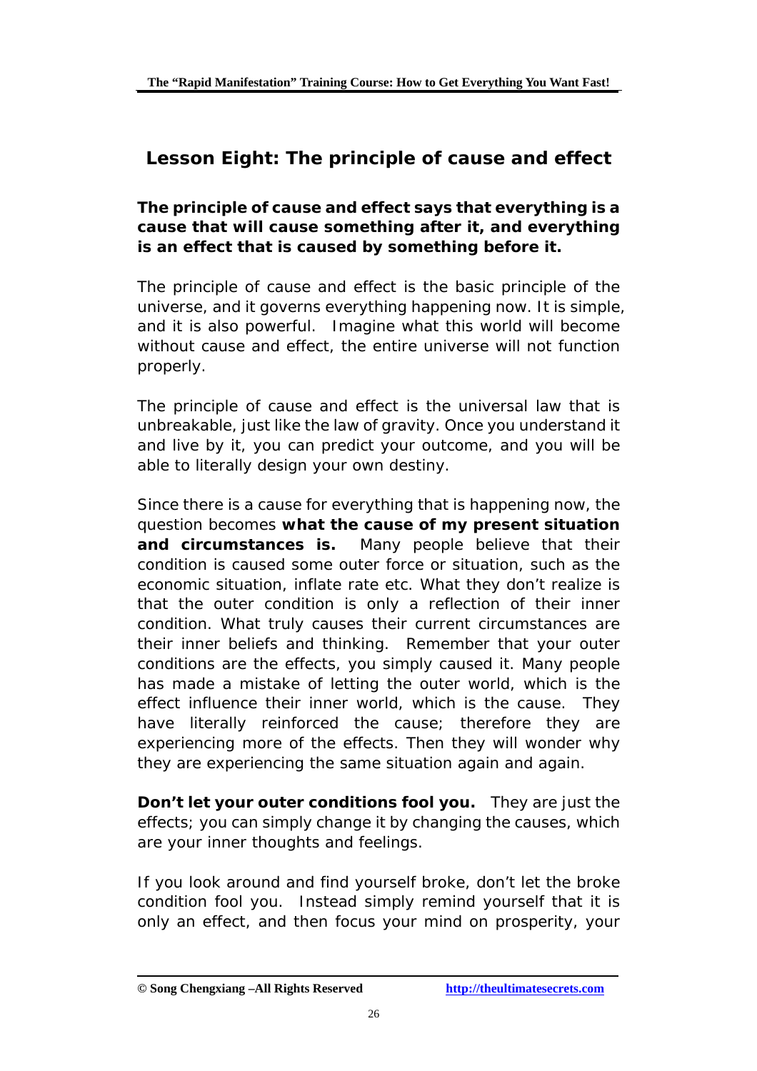## Lesson Eight: The principle of cause and effect

**The principle of cause and effect says that everything is a cause that will cause something after it, and everything is an effect that is caused by something before it.**

The principle of cause and effect is the basic principle of the universe, and it governs everything happening now. It is simple, and it is also powerful. Imagine what this world will become without cause and effect, the entire universe will not function properly.

The principle of cause and effect is the universal law that is unbreakable, just like the law of gravity. Once you understand it and live by it, you can predict your outcome, and you will be able to literally design your own destiny.

Since there is a cause for everything that is happening now, the question becomes **what the cause of my present situation and circumstances is.** Many people believe that their condition is caused some outer force or situation, such as the economic situation, inflate rate etc. What they don't realize is that the outer condition is only a reflection of their inner condition. What truly causes their current circumstances are their inner beliefs and thinking. Remember that your outer conditions are the effects, you simply caused it. Many people has made a mistake of letting the outer world, which is the effect influence their inner world, which is the cause. They have literally reinforced the cause; therefore they are experiencing more of the effects. Then they will wonder why they are experiencing the same situation again and again.

**Don't let your outer conditions fool you.** They are just the effects; you can simply change it by changing the causes, which are your inner thoughts and feelings.

If you look around and find yourself broke, don't let the broke condition fool you. Instead simply remind yourself that it is only an effect, and then focus your mind on prosperity, your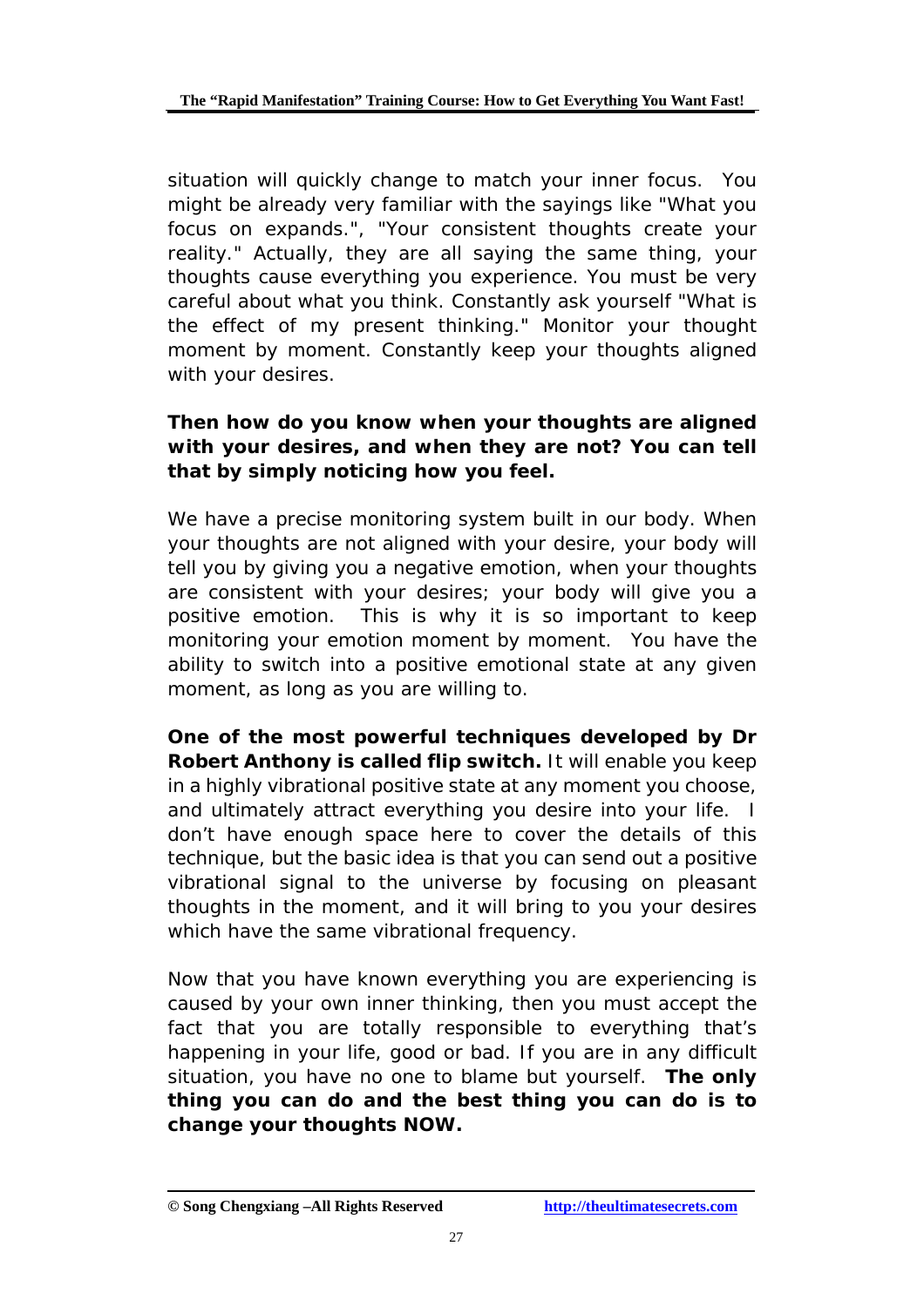situation will quickly change to match your inner focus. You might be already very familiar with the sayings like "What you focus on expands.", "Your consistent thoughts create your reality." Actually, they are all saying the same thing, your thoughts cause everything you experience. You must be very careful about what you think. Constantly ask yourself "What is the effect of my present thinking." Monitor your thought moment by moment. Constantly keep your thoughts aligned with your desires.

**Then how do you know when your thoughts are aligned with your desires, and when they are not? You can tell that by simply noticing how you feel.**

We have a precise monitoring system built in our body. When your thoughts are not aligned with your desire, your body will tell you by giving you a negative emotion, when your thoughts are consistent with your desires; your body will give you a positive emotion. This is why it is so important to keep monitoring your emotion moment by moment. You have the ability to switch into a positive emotional state at any given moment, as long as you are willing to.

**One of the most powerful techniques developed by Dr Robert Anthony is called flip switch.** It will enable you keep in a highly vibrational positive state at any moment you choose, and ultimately attract everything you desire into your life. I don't have enough space here to cover the details of this technique, but the basic idea is that you can send out a positive vibrational signal to the universe by focusing on pleasant thoughts in the moment, and it will bring to you your desires which have the same vibrational frequency.

Now that you have known everything you are experiencing is caused by your own inner thinking, then you must accept the fact that you are totally responsible to everything that's happening in your life, good or bad. If you are in any difficult situation, you have no one to blame but yourself. **The only thing you can do and the best thing you can do is to change your thoughts NOW.**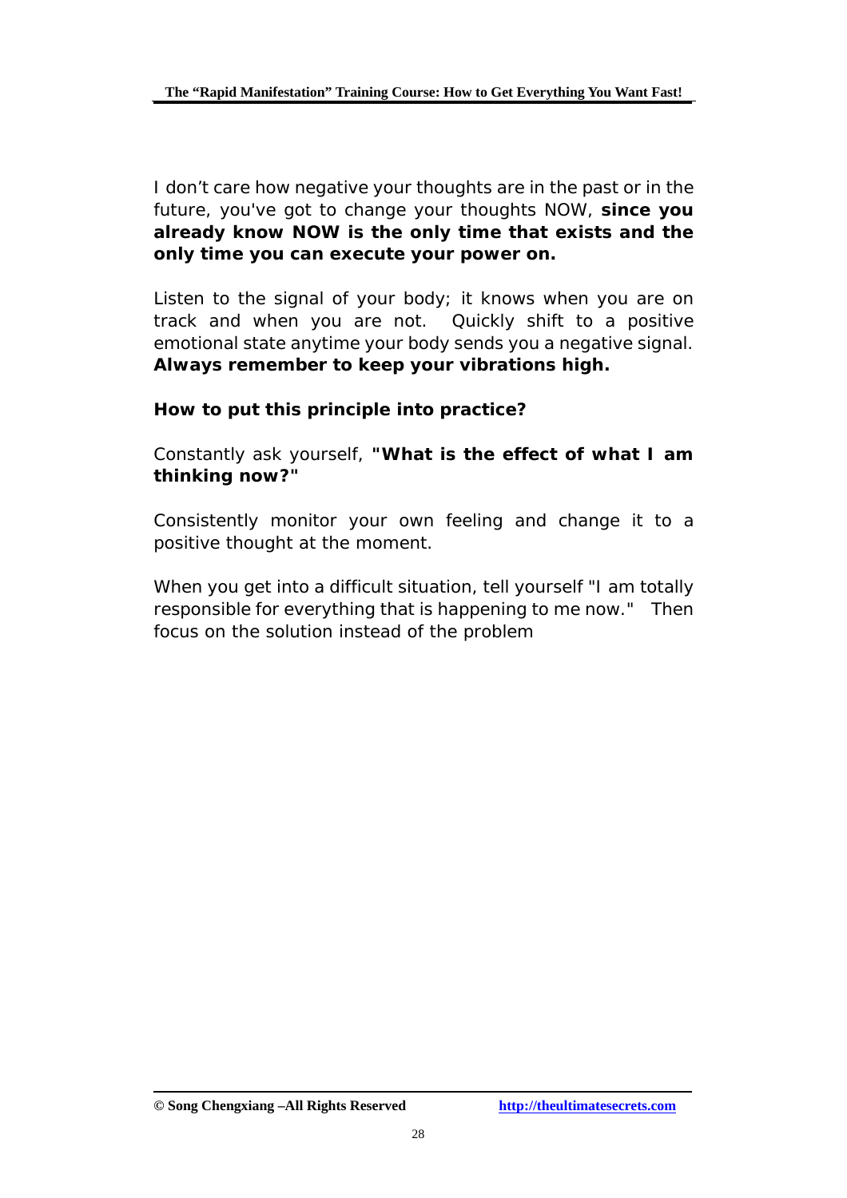I don't care how negative your thoughts are in the past or in the future, you've got to change your thoughts NOW, **since you already know NOW is the only time that exists and the only time you can execute your power on.**

Listen to the signal of your body; it knows when you are on track and when you are not. Quickly shift to a positive emotional state anytime your body sends you a negative signal. **Always remember to keep your vibrations high.**

**How to put this principle into practice?**

Constantly ask yourself, **"What is the effect of what I am thinking now?"**

Consistently monitor your own feeling and change it to a positive thought at the moment.

When you get into a difficult situation, tell yourself "I am totally responsible for everything that is happening to me now." Then focus on the solution instead of the problem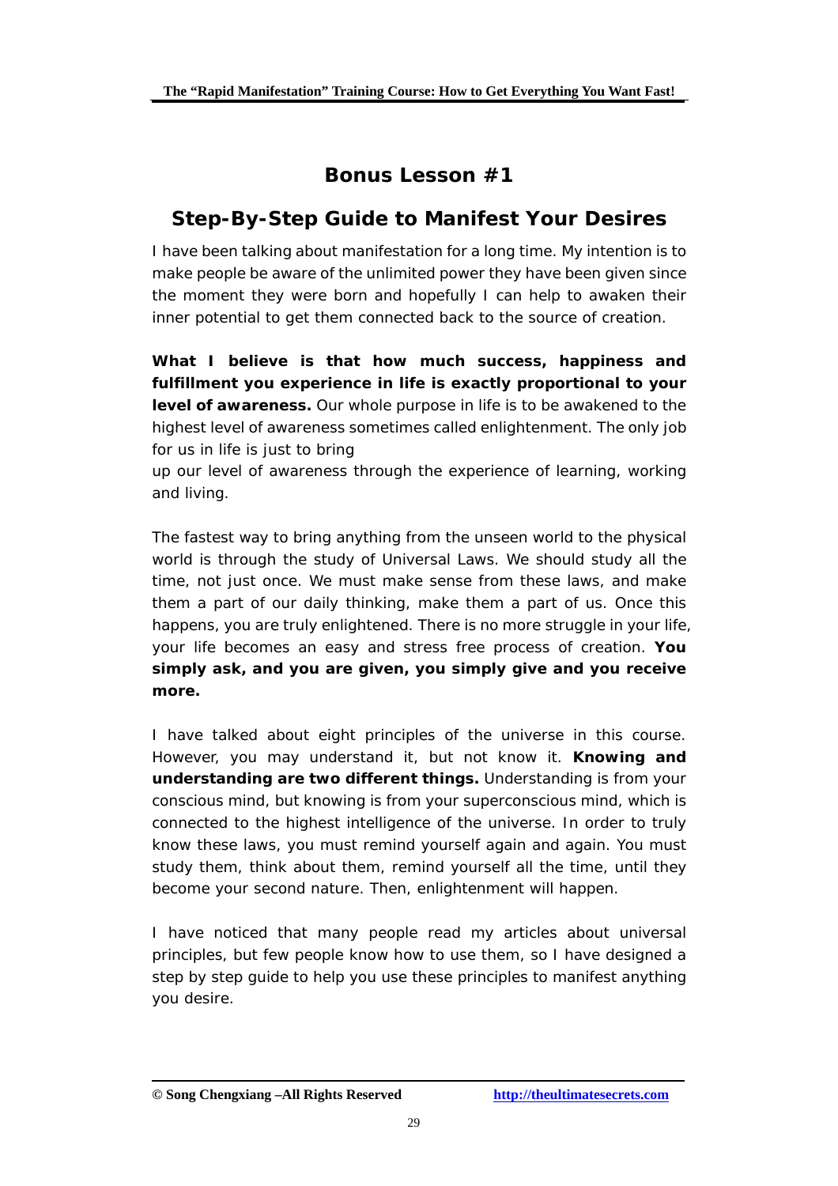# Bonus Lesson #1

## Step-By-Step Guide to Manifest Your Desires

I have been talking about manifestation for a long time. My intention is to make people be aware of the unlimited power they have been given since the moment they were born and hopefully I can help to awaken their inner potential to get them connected back to the source of creation.

**What I believe is that how much success, happiness and fulfillment you experience in life is exactly proportional to your level of awareness.** Our whole purpose in life is to be awakened to the highest level of awareness sometimes called enlightenment. The only job for us in life is just to bring up our level of awareness through the experience of learning, working and living.

The fastest way to bring anything from the unseen world to the physical world is through the study of Universal Laws. We should study all the time, not just once. We must make sense from these laws, and make them a part of our daily thinking, make them a part of us. Once this happens, you are truly enlightened. There is no more struggle in your life, your life becomes an easy and stress free process of creation. **You simply ask, and you are given, you simply give and you receive more.**

I have talked about eight principles of the universe in this course. However, you may understand it, but not know it. **Knowing and understanding are two different things.** Understanding is from your conscious mind, but knowing is from your superconscious mind, which is connected to the highest intelligence of the universe. In order to truly know these laws, you must remind yourself again and again. You must study them, think about them, remind yourself all the time, until they become your second nature. Then, enlightenment will happen.

I have noticed that many people read my articles about universal principles, but few people know how to use them, so I have designed a step by step guide to help you use these principles to manifest anything you desire.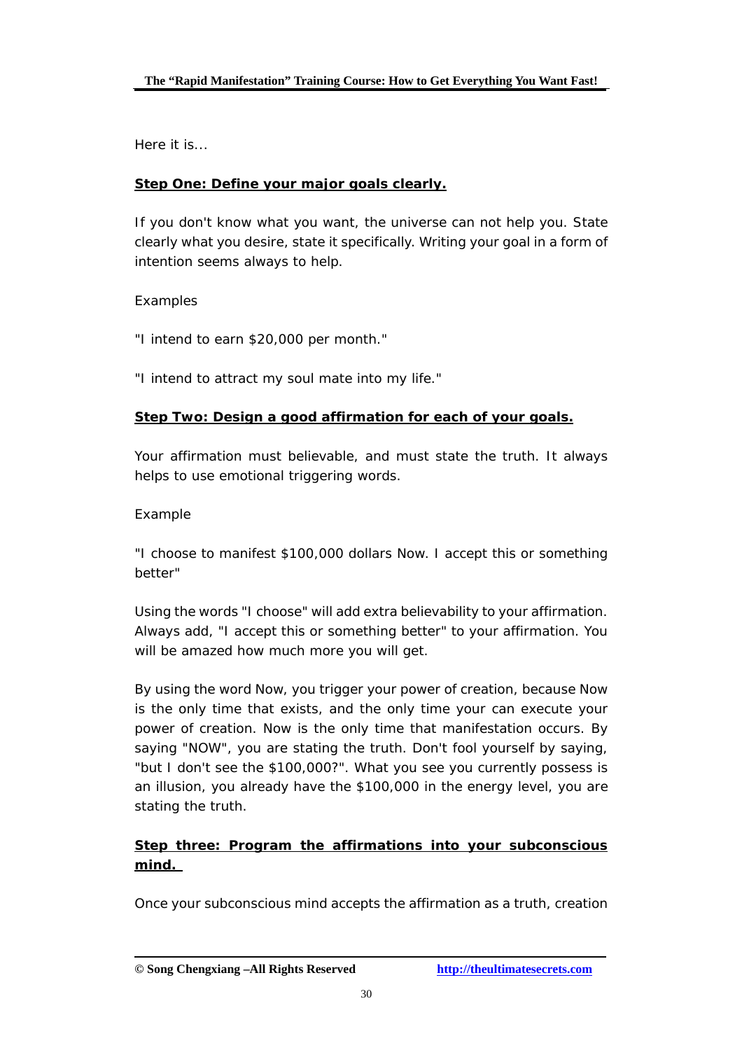Here it is...

**Step One: Define your major goals clearly.**

If you don't know what you want, the universe can not help you. State clearly what you desire, state it specifically. Writing your goal in a form of intention seems always to help.

Examples

"I intend to earn $20,000 per month."

"I intend to attract my soul mate into my life."

**Step Two: Design a good affirmation for each of your goals.**

Your affirmation must believable, and must state the truth. It always helps to use emotional triggering words.

Example

"I choose to manifest $100,000 dollars Now. I accept this or something better"

Using the words "I choose" will add extra believability to your affirmation. Always add, "I accept this or something better" to your affirmation. You will be amazed how much more you will get.

By using the word Now, you trigger your power of creation, because Now is the only time that exists, and the only time your can execute your power of creation. Now is the only time that manifestation occurs. By saying "NOW", you are stating the truth. Don't fool yourself by saying, "but I don't see the $100,000?". What you see you currently possess is an illusion, you already have the $100,000 in the energy level, you are stating the truth.

**Step three: Program the affirmations into your subconscious mind.**

Once your subconscious mind accepts the affirmation as a truth, creation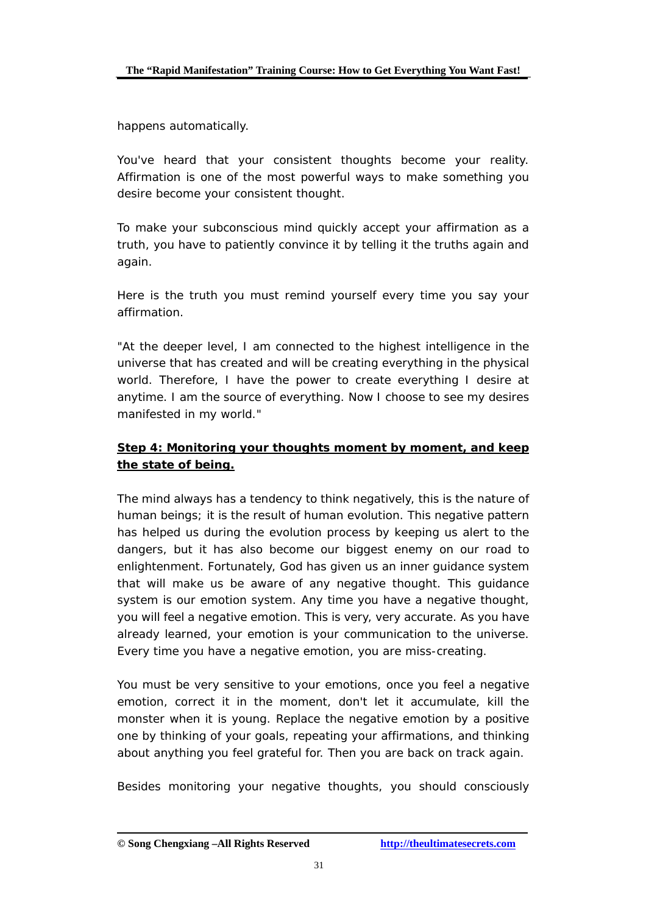happens automatically.

You've heard that your consistent thoughts become your reality. Affirmation is one of the most powerful ways to make something you desire become your consistent thought.

To make your subconscious mind quickly accept your affirmation as a truth, you have to patiently convince it by telling it the truths again and again.

Here is the truth you must remind yourself every time you say your affirmation.

"At the deeper level, I am connected to the highest intelligence in the universe that has created and will be creating everything in the physical world. Therefore, I have the power to create everything I desire at anytime. I am the source of everything. Now I choose to see my desires manifested in my world."

**Step 4: Monitoring your thoughts moment by moment, and keep the state of being.**

The mind always has a tendency to think negatively, this is the nature of human beings; it is the result of human evolution. This negative pattern has helped us during the evolution process by keeping us alert to the dangers, but it has also become our biggest enemy on our road to enlightenment. Fortunately, God has given us an inner guidance system that will make us be aware of any negative thought. This guidance system is our emotion system. Any time you have a negative thought, you will feel a negative emotion. This is very, very accurate. As you have already learned, your emotion is your communication to the universe. Every time you have a negative emotion, you are miss-creating.

You must be very sensitive to your emotions, once you feel a negative emotion, correct it in the moment, don't let it accumulate, kill the monster when it is young. Replace the negative emotion by a positive one by thinking of your goals, repeating your affirmations, and thinking about anything you feel grateful for. Then you are back on track again.

Besides monitoring your negative thoughts, you should consciously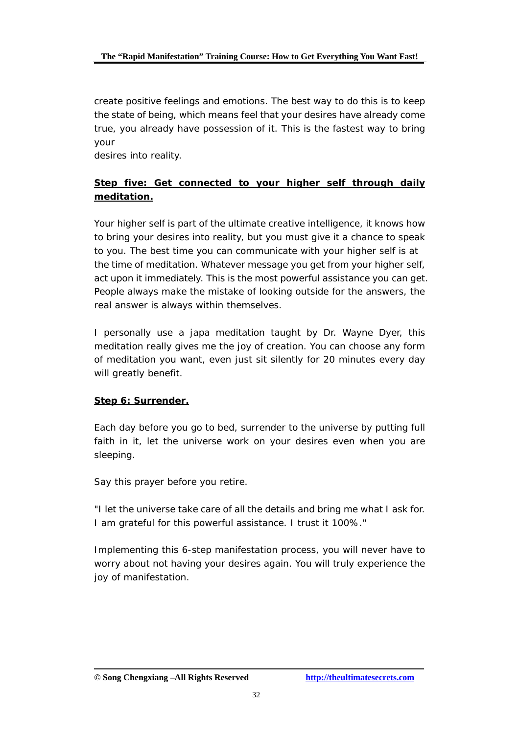create positive feelings and emotions. The best way to do this is to keep the state of being, which means feel that your desires have already come true, you already have possession of it. This is the fastest way to bring your
desires into reality.

## **Step five: Get connected to your higher self through daily meditation.**

Your higher self is part of the ultimate creative intelligence, it knows how to bring your desires into reality, but you must give it a chance to speak to you. The best time you can communicate with your higher self is at the time of meditation. Whatever message you get from your higher self, act upon it immediately. This is the most powerful assistance you can get. People always make the mistake of looking outside for the answers, the real answer is always within themselves.

I personally use a japa meditation taught by Dr. Wayne Dyer, this meditation really gives me the joy of creation. You can choose any form of meditation you want, even just sit silently for 20 minutes every day will greatly benefit.

## **Step 6: Surrender.**

Each day before you go to bed, surrender to the universe by putting full faith in it, let the universe work on your desires even when you are sleeping.

Say this prayer before you retire.

"I let the universe take care of all the details and bring me what I ask for. I am grateful for this powerful assistance. I trust it 100%."

Implementing this 6-step manifestation process, you will never have to worry about not having your desires again. You will truly experience the joy of manifestation.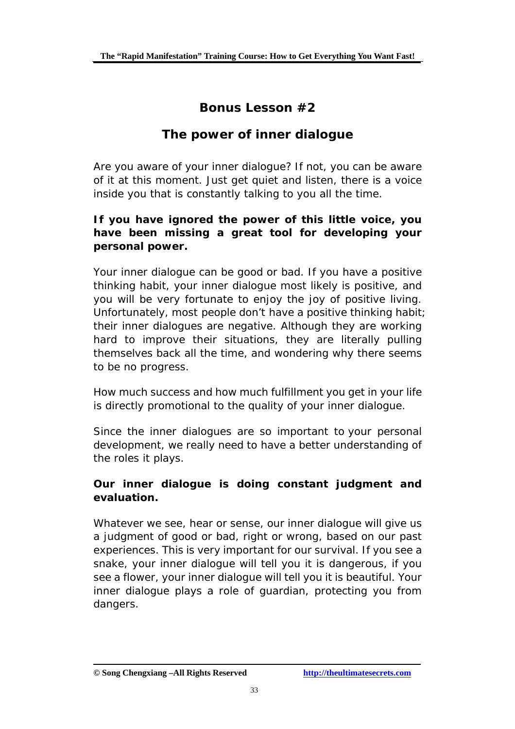## Bonus Lesson #2

## The power of inner dialogue

Are you aware of your inner dialogue? If not, you can be aware of it at this moment. Just get quiet and listen, there is a voice inside you that is constantly talking to you all the time.

**If you have ignored the power of this little voice, you have been missing a great tool for developing your personal power.**

Your inner dialogue can be good or bad. If you have a positive thinking habit, your inner dialogue most likely is positive, and you will be very fortunate to enjoy the joy of positive living. Unfortunately, most people don't have a positive thinking habit; their inner dialogues are negative. Although they are working hard to improve their situations, they are literally pulling themselves back all the time, and wondering why there seems to be no progress.

How much success and how much fulfillment you get in your life is directly promotional to the quality of your inner dialogue.

Since the inner dialogues are so important to your personal development, we really need to have a better understanding of the roles it plays.

**Our inner dialogue is doing constant judgment and evaluation.**

Whatever we see, hear or sense, our inner dialogue will give us a judgment of good or bad, right or wrong, based on our past experiences. This is very important for our survival. If you see a snake, your inner dialogue will tell you it is dangerous, if you see a flower, your inner dialogue will tell you it is beautiful. Your inner dialogue plays a role of guardian, protecting you from dangers.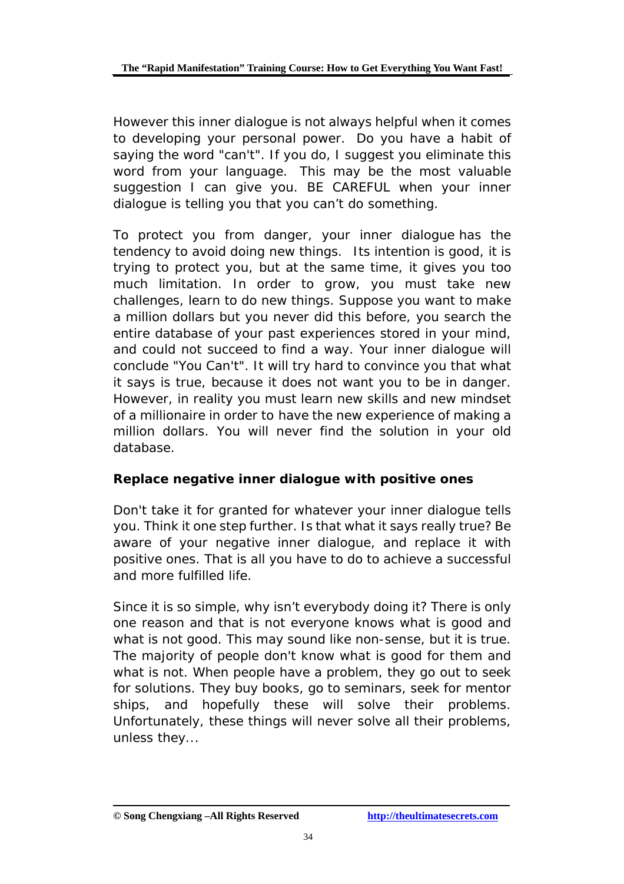However this inner dialogue is not always helpful when it comes to developing your personal power. Do you have a habit of saying the word "can't". If you do, I suggest you eliminate this word from your language. This may be the most valuable suggestion I can give you. BE CAREFUL when your inner dialogue is telling you that you can't do something.

To protect you from danger, your inner dialogue has the tendency to avoid doing new things. Its intention is good, it is trying to protect you, but at the same time, it gives you too much limitation. In order to grow, you must take new challenges, learn to do new things. Suppose you want to make a million dollars but you never did this before, you search the entire database of your past experiences stored in your mind, and could not succeed to find a way. Your inner dialogue will conclude "You Can't". It will try hard to convince you that what it says is true, because it does not want you to be in danger. However, in reality you must learn new skills and new mindset of a millionaire in order to have the new experience of making a million dollars. You will never find the solution in your old database.

**Replace negative inner dialogue with positive ones**

Don't take it for granted for whatever your inner dialogue tells you. Think it one step further. Is that what it says really true? Be aware of your negative inner dialogue, and replace it with positive ones. That is all you have to do to achieve a successful and more fulfilled life.

Since it is so simple, why isn't everybody doing it? There is only one reason and that is not everyone knows what is good and what is not good. This may sound like non-sense, but it is true. The majority of people don't know what is good for them and what is not. When people have a problem, they go out to seek for solutions. They buy books, go to seminars, seek for mentor ships, and hopefully these will solve their problems. Unfortunately, these things will never solve all their problems, unless they...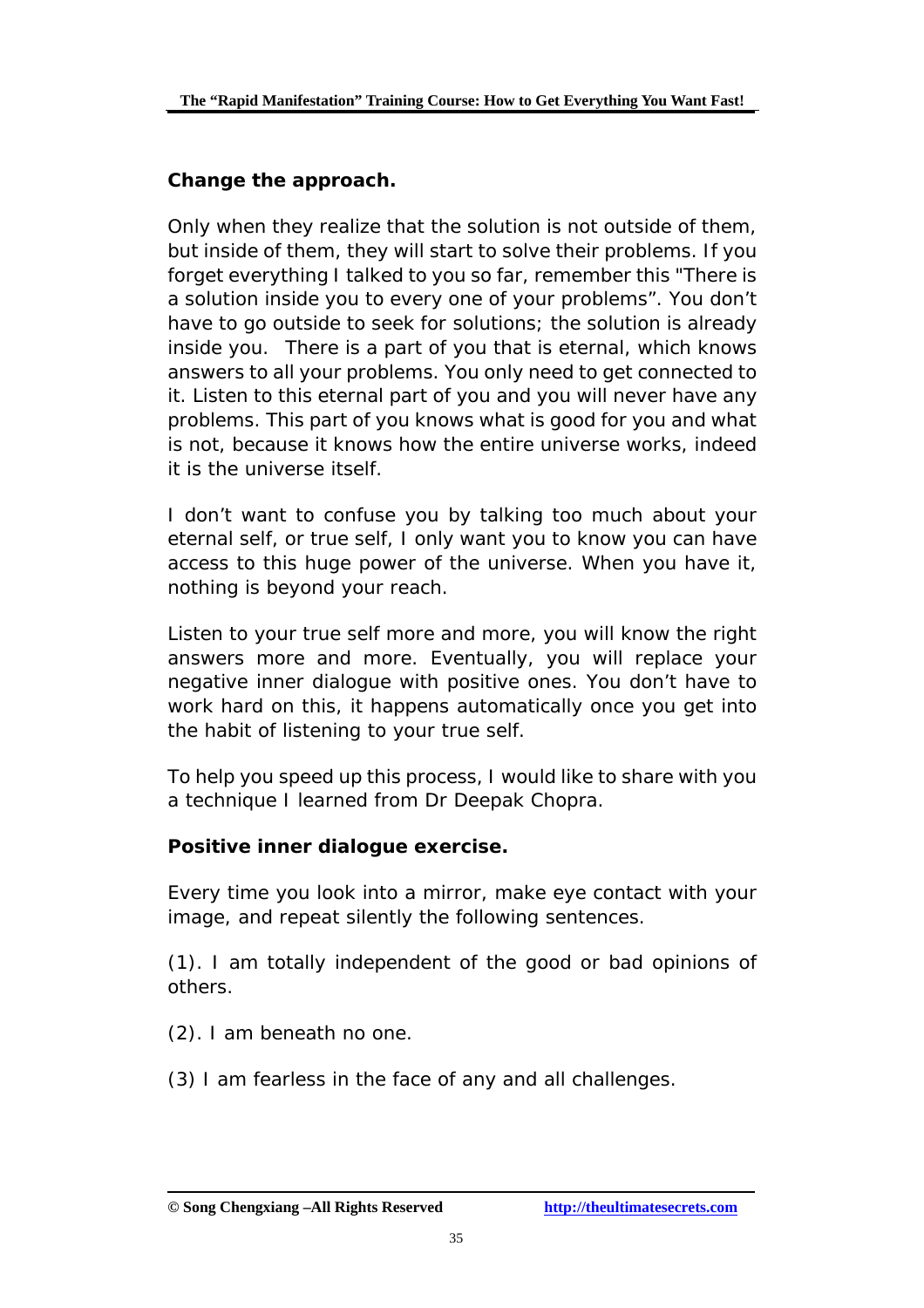**Change the approach.**

Only when they realize that the solution is not outside of them, but inside of them, they will start to solve their problems. If you forget everything I talked to you so far, remember this "There is a solution inside you to every one of your problems". You don't have to go outside to seek for solutions; the solution is already inside you. There is a part of you that is eternal, which knows answers to all your problems. You only need to get connected to it. Listen to this eternal part of you and you will never have any problems. This part of you knows what is good for you and what is not, because it knows how the entire universe works, indeed it is the universe itself.

I don't want to confuse you by talking too much about your eternal self, or true self, I only want you to know you can have access to this huge power of the universe. When you have it, nothing is beyond your reach.

Listen to your true self more and more, you will know the right answers more and more. Eventually, you will replace your negative inner dialogue with positive ones. You don't have to work hard on this, it happens automatically once you get into the habit of listening to your true self.

To help you speed up this process, I would like to share with you a technique I learned from Dr Deepak Chopra.

**Positive inner dialogue exercise.**

Every time you look into a mirror, make eye contact with your image, and repeat silently the following sentences.

(1). I am totally independent of the good or bad opinions of others.

(2). I am beneath no one.

(3) I am fearless in the face of any and all challenges.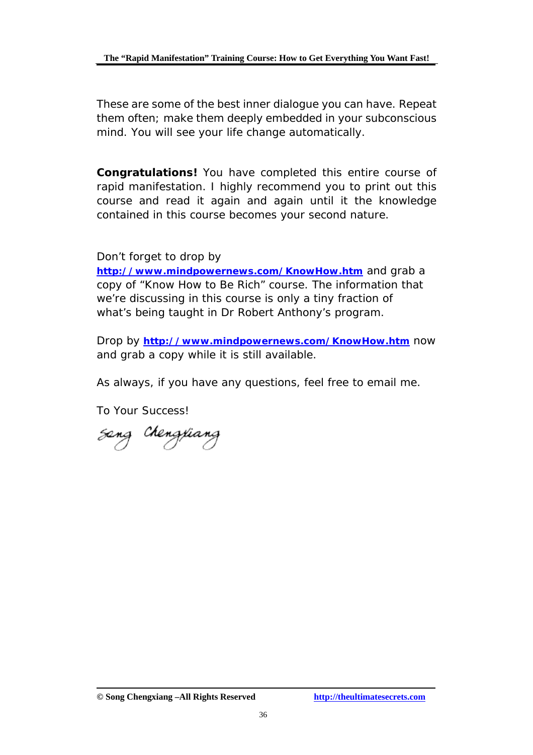These are some of the best inner dialogue you can have. Repeat them often; make them deeply embedded in your subconscious mind. You will see your life change automatically.

**Congratulations!** You have completed this entire course of rapid manifestation. I highly recommend you to print out this course and read it again and again until it the knowledge contained in this course becomes your second nature.

Don't forget to drop by **http://www.mindpowernews.com/KnowHow.htm** and grab a copy of "Know How to Be Rich" course. The information that we're discussing in this course is only a tiny fraction of what's being taught in Dr Robert Anthony's program.

Drop by **http://www.mindpowernews.com/KnowHow.htm** now and grab a copy while it is still available.

As always, if you have any questions, feel free to email me.

To Your Success!

Song Chengxiang